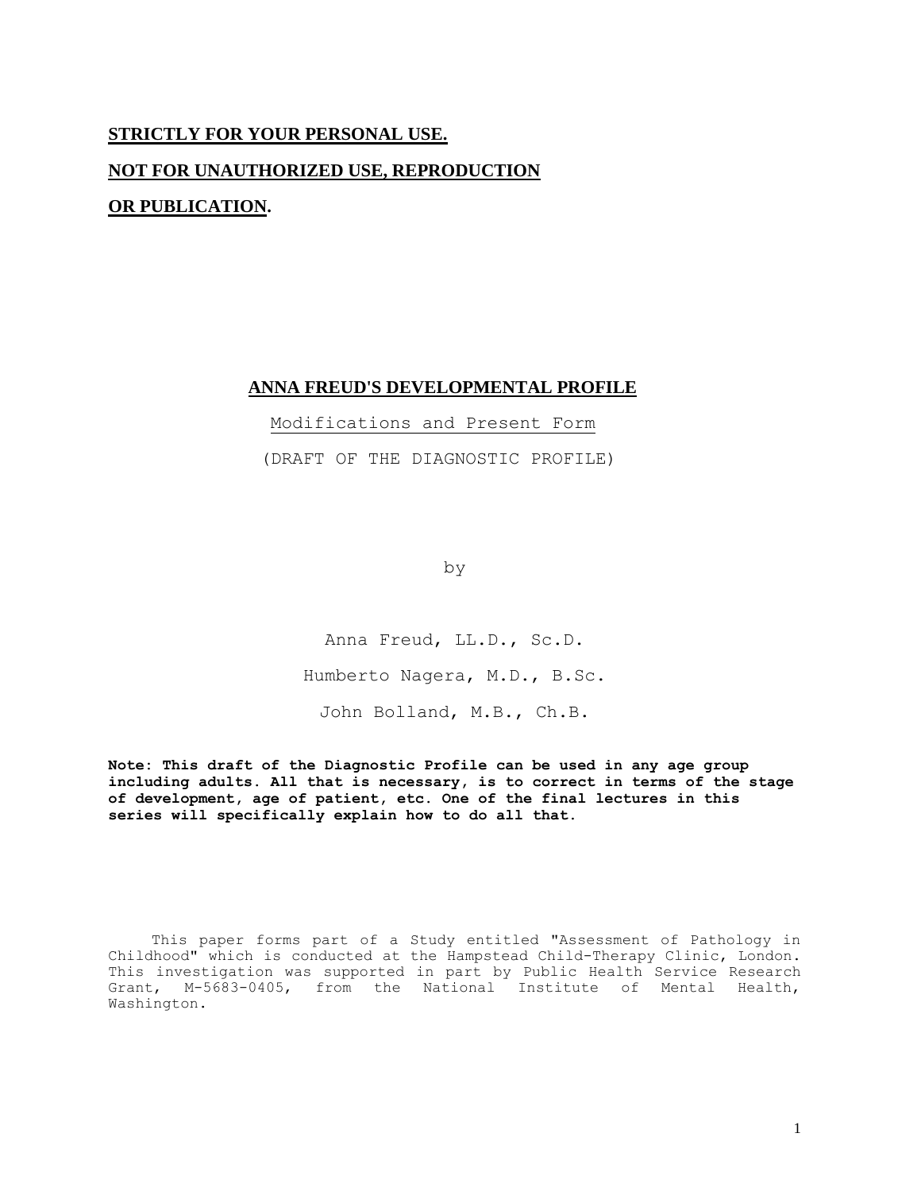**STRICTLY FOR YOUR PERSONAL USE.**

**NOT FOR UNAUTHORIZED USE, REPRODUCTION**

**OR PUBLICATION.**

# ANNA FREUD'S DEVELOPMENTAL PROFILE

Modifications and Present Form

(DRAFT OF THE DIAGNOSTIC PROFILE)

by

Anna Freud, LL.D., Sc.D.

Humberto Nagera, M.D., B.Sc.

John Bolland, M.B., Ch.B.

**Note: This draft of the Diagnostic Profile can be used in any age group including adults. All that is necessary, is to correct in terms of the stage of development, age of patient, etc. One of the final lectures in this series will specifically explain how to do all that.**

This paper forms part of a Study entitled "Assessment of Pathology in Childhood" which is conducted at the Hampstead Child-Therapy Clinic, London. This investigation was supported in part by Public Health Service Research Grant, M-5683-0405, from the National Institute of Mental Health, Washington.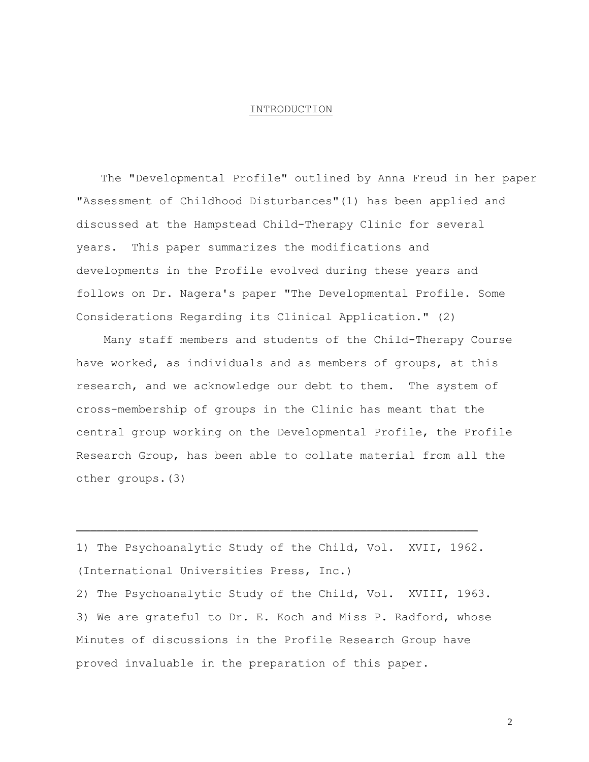# INTRODUCTION

The "Developmental Profile" outlined by Anna Freud in her paper "Assessment of Childhood Disturbances"(1) has been applied and discussed at the Hampstead Child-Therapy Clinic for several years. This paper summarizes the modifications and developments in the Profile evolved during these years and follows on Dr. Nagera's paper "The Developmental Profile. Some Considerations Regarding its Clinical Application." (2)

Many staff members and students of the Child-Therapy Course have worked, as individuals and as members of groups, at this research, and we acknowledge our debt to them. The system of cross-membership of groups in the Clinic has meant that the central group working on the Developmental Profile, the Profile Research Group, has been able to collate material from all the other groups.(3)

---

1) The Psychoanalytic Study of the Child, Vol. XVII, 1962. (International Universities Press, Inc.)

2) The Psychoanalytic Study of the Child, Vol. XVIII, 1963.

3) We are grateful to Dr. E. Koch and Miss P. Radford, whose Minutes of discussions in the Profile Research Group have proved invaluable in the preparation of this paper.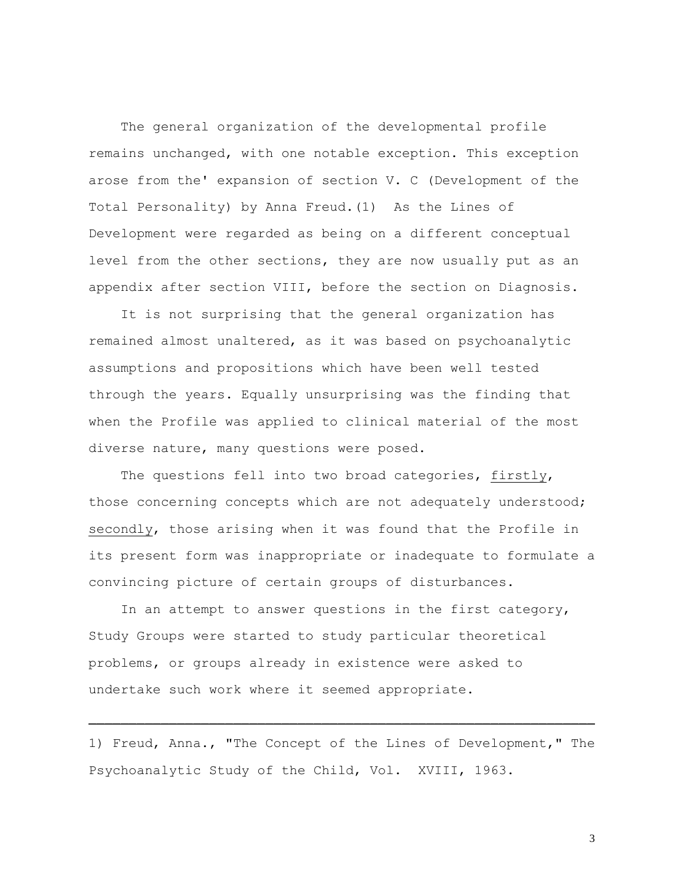The general organization of the developmental profile remains unchanged, with one notable exception. This exception arose from the' expansion of section V. C (Development of the Total Personality) by Anna Freud.(1) As the Lines of Development were regarded as being on a different conceptual level from the other sections, they are now usually put as an appendix after section VIII, before the section on Diagnosis.

It is not surprising that the general organization has remained almost unaltered, as it was based on psychoanalytic assumptions and propositions which have been well tested through the years. Equally unsurprising was the finding that when the Profile was applied to clinical material of the most diverse nature, many questions were posed.

The questions fell into two broad categories, <u>firstly</u>, those concerning concepts which are not adequately understood; <u>secondly</u>, those arising when it was found that the Profile in its present form was inappropriate or inadequate to formulate a convincing picture of certain groups of disturbances.

In an attempt to answer questions in the first category, Study Groups were started to study particular theoretical problems, or groups already in existence were asked to undertake such work where it seemed appropriate.

---

1) Freud, Anna., "The Concept of the Lines of Development," The Psychoanalytic Study of the Child, Vol. XVIII, 1963.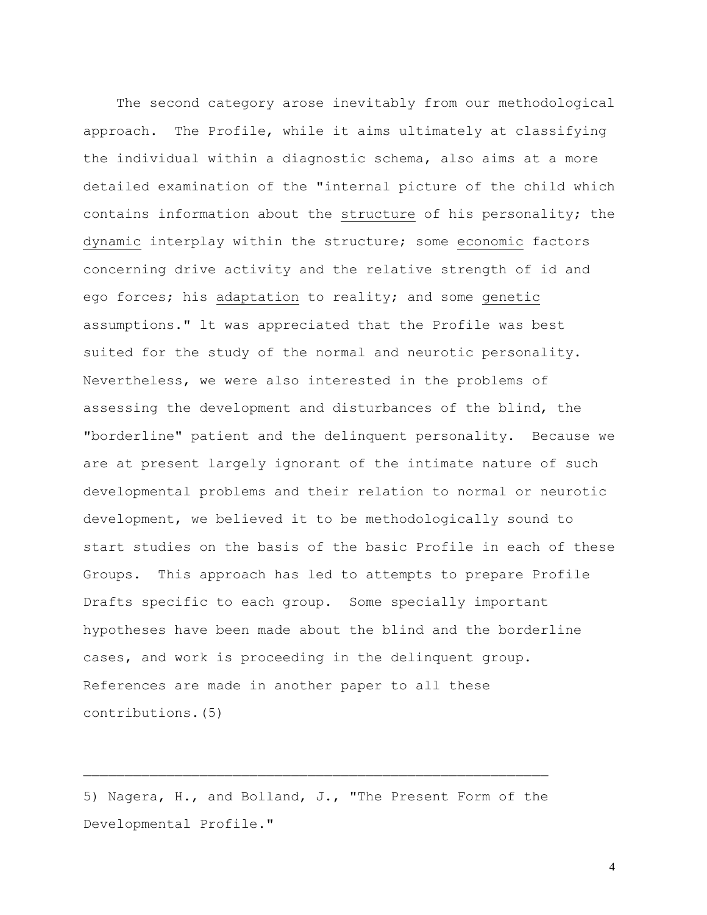The second category arose inevitably from our methodological approach. The Profile, while it aims ultimately at classifying the individual within a diagnostic schema, also aims at a more detailed examination of the "internal picture of the child which contains information about the <u>structure</u> of his personality; the <u>dynamic</u> interplay within the structure; some <u>economic</u> factors concerning drive activity and the relative strength of id and ego forces; his <u>adaptation</u> to reality; and some <u>genetic</u> assumptions." lt was appreciated that the Profile was best suited for the study of the normal and neurotic personality. Nevertheless, we were also interested in the problems of assessing the development and disturbances of the blind, the "borderline" patient and the delinquent personality. Because we are at present largely ignorant of the intimate nature of such developmental problems and their relation to normal or neurotic development, we believed it to be methodologically sound to start studies on the basis of the basic Profile in each of these Groups. This approach has led to attempts to prepare Profile Drafts specific to each group. Some specially important hypotheses have been made about the blind and the borderline cases, and work is proceeding in the delinquent group. References are made in another paper to all these contributions.(5)

---

5) Nagera, H., and Bolland, J., "The Present Form of the Developmental Profile."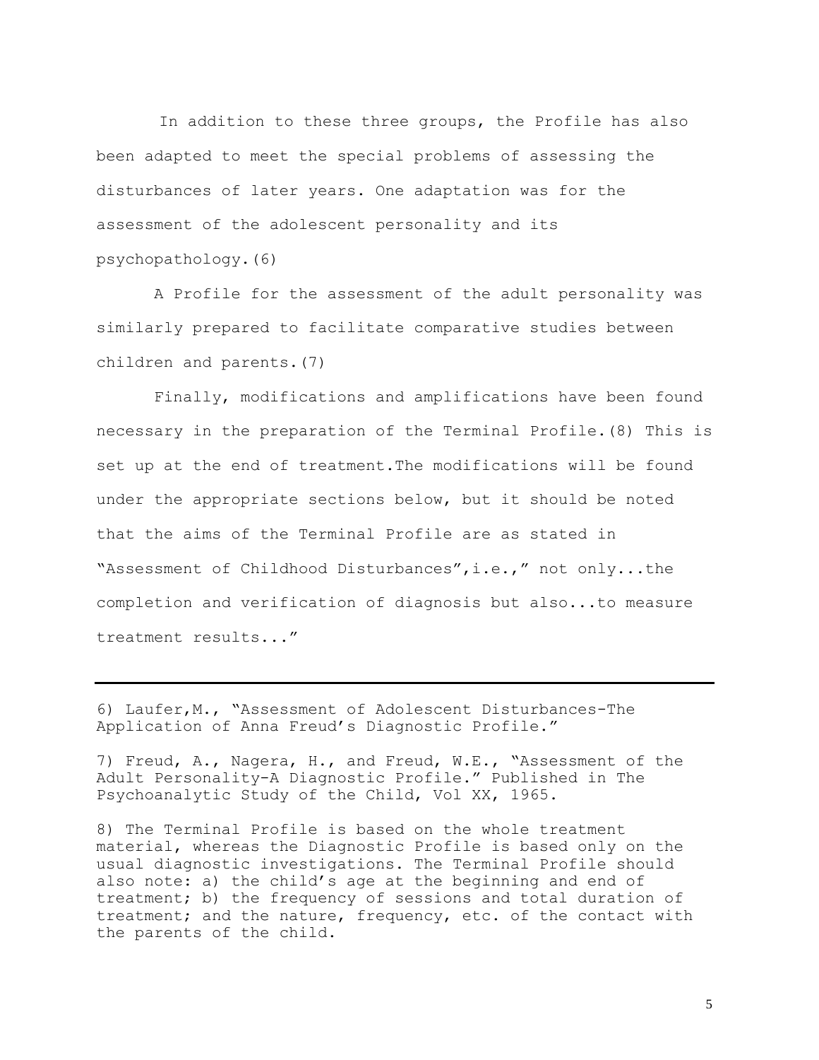In addition to these three groups, the Profile has also been adapted to meet the special problems of assessing the disturbances of later years. One adaptation was for the assessment of the adolescent personality and its psychopathology.(6)

A Profile for the assessment of the adult personality was similarly prepared to facilitate comparative studies between children and parents.(7)

Finally, modifications and amplifications have been found necessary in the preparation of the Terminal Profile.(8) This is set up at the end of treatment.The modifications will be found under the appropriate sections below, but it should be noted that the aims of the Terminal Profile are as stated in "Assessment of Childhood Disturbances",i.e.," not only...the completion and verification of diagnosis but also...to measure treatment results..."

---

6) Laufer,M., "Assessment of Adolescent Disturbances-The Application of Anna Freud's Diagnostic Profile."

7) Freud, A., Nagera, H., and Freud, W.E., "Assessment of the Adult Personality-A Diagnostic Profile." Published in The Psychoanalytic Study of the Child, Vol XX, 1965.

8) The Terminal Profile is based on the whole treatment material, whereas the Diagnostic Profile is based only on the usual diagnostic investigations. The Terminal Profile should also note: a) the child's age at the beginning and end of treatment; b) the frequency of sessions and total duration of treatment; and the nature, frequency, etc. of the contact with the parents of the child.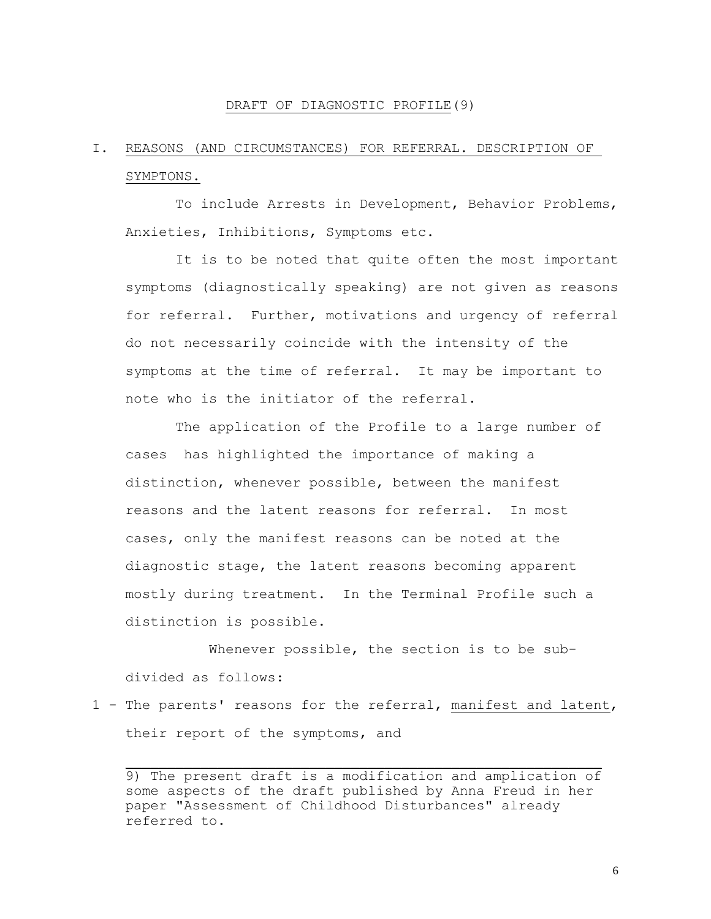## DRAFT OF DIAGNOSTIC PROFILE[9]

### I. REASONS (AND CIRCUMSTANCES) FOR REFERRAL. DESCRIPTION OF SYMPTONS.

To include Arrests in Development, Behavior Problems, Anxieties, Inhibitions, Symptoms etc.

It is to be noted that quite often the most important symptoms (diagnostically speaking) are not given as reasons for referral. Further, motivations and urgency of referral do not necessarily coincide with the intensity of the symptoms at the time of referral. It may be important to note who is the initiator of the referral.

The application of the Profile to a large number of cases has highlighted the importance of making a distinction, whenever possible, between the manifest reasons and the latent reasons for referral. In most cases, only the manifest reasons can be noted at the diagnostic stage, the latent reasons becoming apparent mostly during treatment. In the Terminal Profile such a distinction is possible.

Whenever possible, the section is to be sub-divided as follows:

1 - The parents' reasons for the referral, manifest and latent, their report of the symptoms, and

---

9) The present draft is a modification and amplication of some aspects of the draft published by Anna Freud in her paper "Assessment of Childhood Disturbances" already referred to.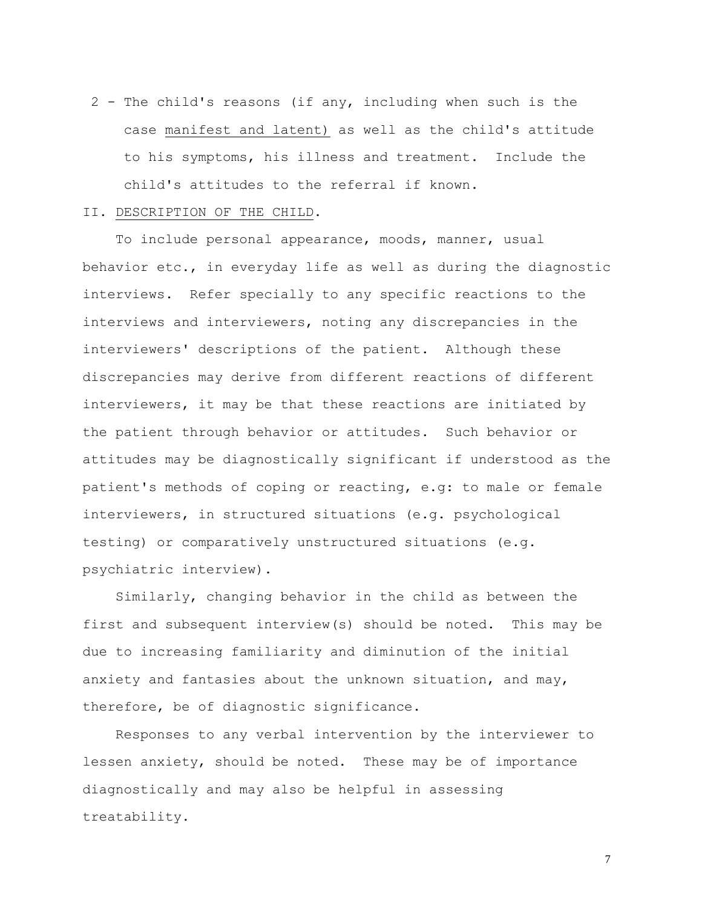2 - The child's reasons (if any, including when such is the case <u>manifest and latent)</u> as well as the child's attitude to his symptoms, his illness and treatment. Include the child's attitudes to the referral if known.

II. <u>DESCRIPTION OF THE CHILD</u>.

To include personal appearance, moods, manner, usual behavior etc., in everyday life as well as during the diagnostic interviews. Refer specially to any specific reactions to the interviews and interviewers, noting any discrepancies in the interviewers' descriptions of the patient. Although these discrepancies may derive from different reactions of different interviewers, it may be that these reactions are initiated by the patient through behavior or attitudes. Such behavior or attitudes may be diagnostically significant if understood as the patient's methods of coping or reacting, e.g: to male or female interviewers, in structured situations (e.g. psychological testing) or comparatively unstructured situations (e.g. psychiatric interview).

Similarly, changing behavior in the child as between the first and subsequent interview(s) should be noted. This may be due to increasing familiarity and diminution of the initial anxiety and fantasies about the unknown situation, and may, therefore, be of diagnostic significance.

Responses to any verbal intervention by the interviewer to lessen anxiety, should be noted. These may be of importance diagnostically and may also be helpful in assessing treatability.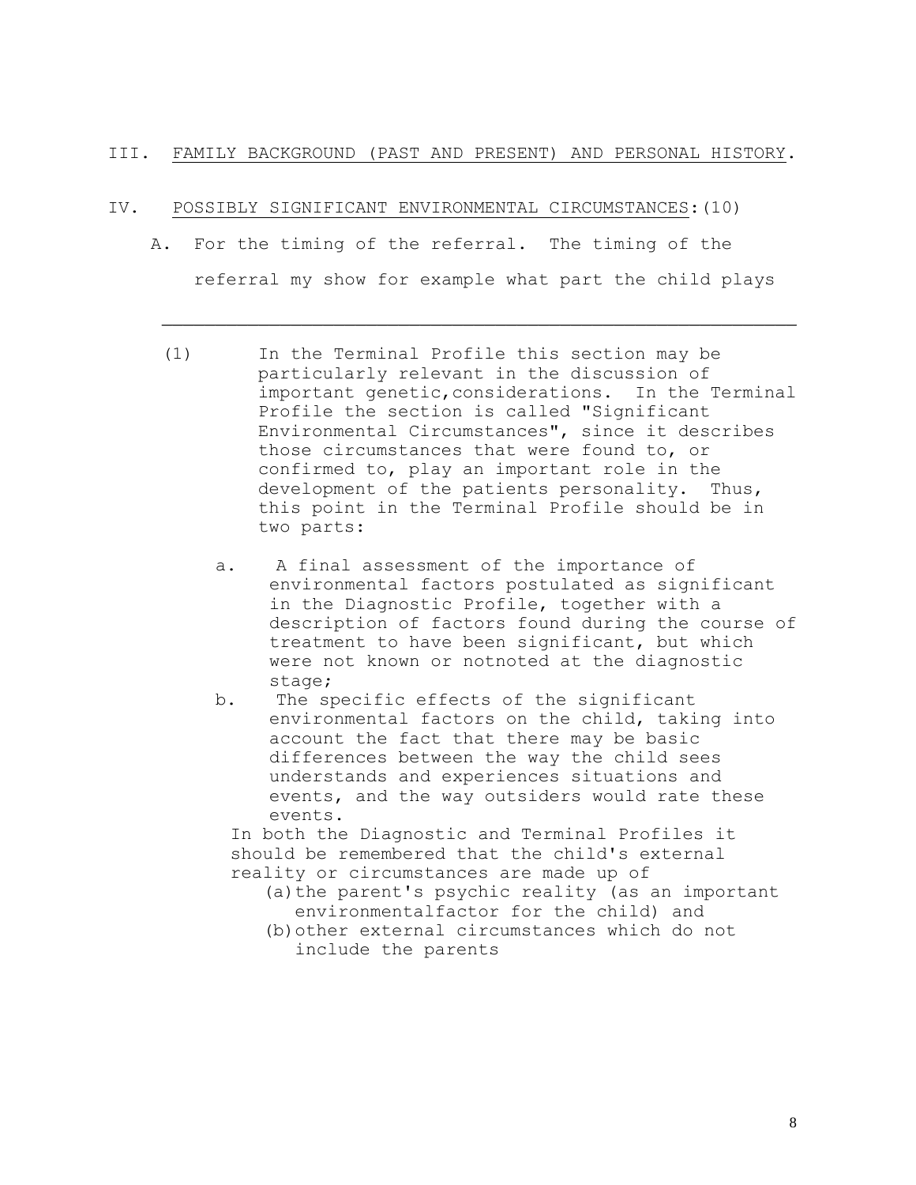III. <u>FAMILY BACKGROUND (PAST AND PRESENT) AND PERSONAL HISTORY</u>.

IV. <u>POSSIBLY SIGNIFICANT ENVIRONMENTAL CIRCUMSTANCES</u>:(10)

A. For the timing of the referral. The timing of the referral my show for example what part the child plays

---

(1) In the Terminal Profile this section may be particularly relevant in the discussion of important genetic,considerations. In the Terminal Profile the section is called "Significant Environmental Circumstances", since it describes those circumstances that were found to, or confirmed to, play an important role in the development of the patients personality. Thus, this point in the Terminal Profile should be in two parts:

a. A final assessment of the importance of environmental factors postulated as significant in the Diagnostic Profile, together with a description of factors found during the course of treatment to have been significant, but which were not known or notnoted at the diagnostic stage;

b. The specific effects of the significant environmental factors on the child, taking into account the fact that there may be basic differences between the way the child sees understands and experiences situations and events, and the way outsiders would rate these events.

In both the Diagnostic and Terminal Profiles it should be remembered that the child's external reality or circumstances are made up of

(a) the parent's psychic reality (as an important environmentalfactor for the child) and

(b) other external circumstances which do not include the parents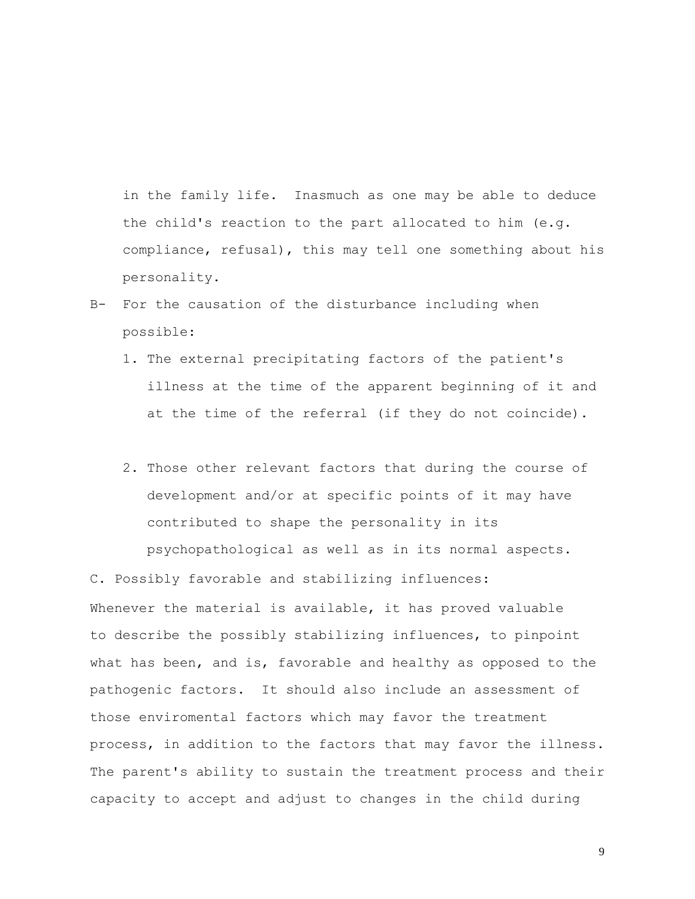in the family life. Inasmuch as one may be able to deduce the child's reaction to the part allocated to him (e.g. compliance, refusal), this may tell one something about his personality.

B- For the causation of the disturbance including when possible:

1. The external precipitating factors of the patient's illness at the time of the apparent beginning of it and at the time of the referral (if they do not coincide).

2. Those other relevant factors that during the course of development and/or at specific points of it may have contributed to shape the personality in its psychopathological as well as in its normal aspects.

C. Possibly favorable and stabilizing influences:

Whenever the material is available, it has proved valuable to describe the possibly stabilizing influences, to pinpoint what has been, and is, favorable and healthy as opposed to the pathogenic factors. It should also include an assessment of those enviromental factors which may favor the treatment process, in addition to the factors that may favor the illness. The parent's ability to sustain the treatment process and their capacity to accept and adjust to changes in the child during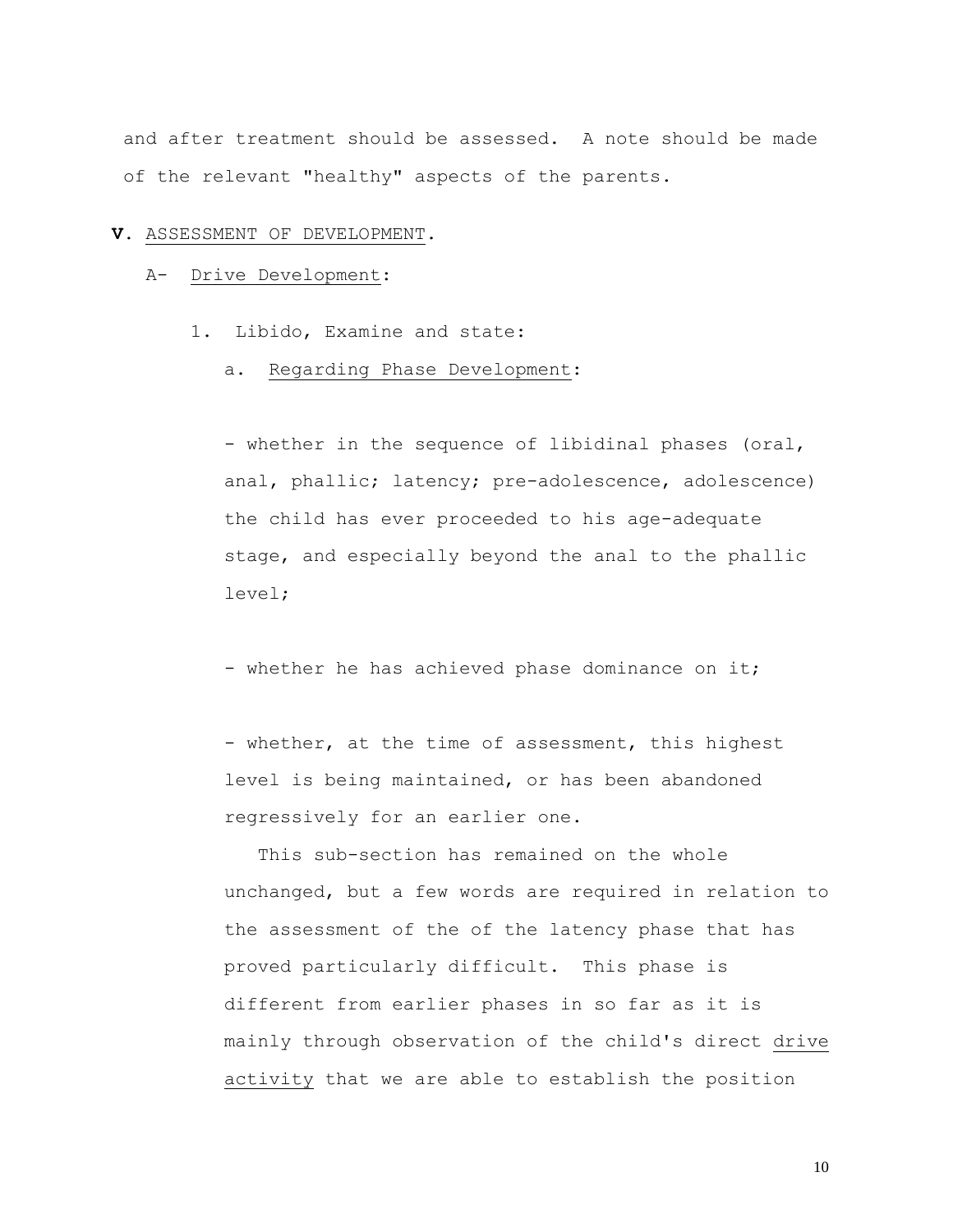and after treatment should be assessed. A note should be made of the relevant "healthy" aspects of the parents.

## V. ASSESSMENT OF DEVELOPMENT.

### A- Drive Development:

1. Libido, Examine and state:

   a. Regarding Phase Development:

   - whether in the sequence of libidinal phases (oral, anal, phallic; latency; pre-adolescence, adolescence) the child has ever proceeded to his age-adequate stage, and especially beyond the anal to the phallic level;

   - whether he has achieved phase dominance on it;

   - whether, at the time of assessment, this highest level is being maintained, or has been abandoned regressively for an earlier one.

   This sub-section has remained on the whole unchanged, but a few words are required in relation to the assessment of the of the latency phase that has proved particularly difficult. This phase is different from earlier phases in so far as it is mainly through observation of the child's direct drive activity that we are able to establish the position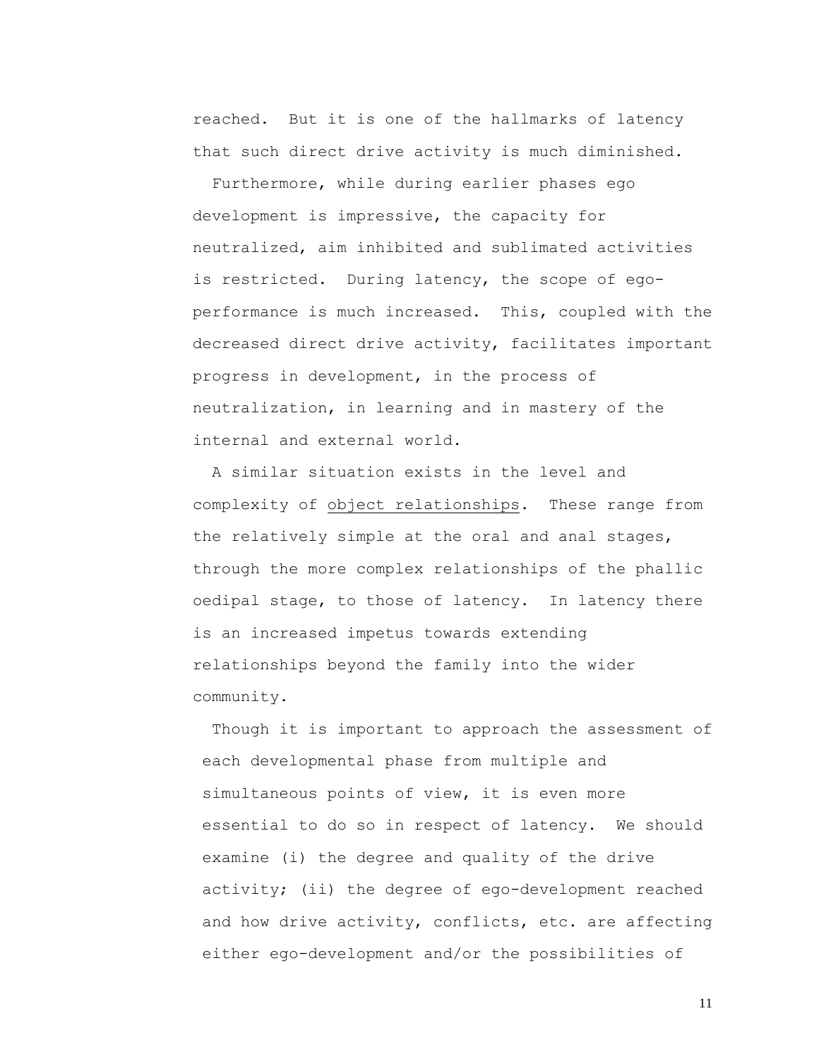reached. But it is one of the hallmarks of latency that such direct drive activity is much diminished.

Furthermore, while during earlier phases ego development is impressive, the capacity for neutralized, aim inhibited and sublimated activities is restricted. During latency, the scope of ego-performance is much increased. This, coupled with the decreased direct drive activity, facilitates important progress in development, in the process of neutralization, in learning and in mastery of the internal and external world.

A similar situation exists in the level and complexity of <u>object relationships</u>. These range from the relatively simple at the oral and anal stages, through the more complex relationships of the phallic oedipal stage, to those of latency. In latency there is an increased impetus towards extending relationships beyond the family into the wider community.

Though it is important to approach the assessment of each developmental phase from multiple and simultaneous points of view, it is even more essential to do so in respect of latency. We should examine (i) the degree and quality of the drive activity; (ii) the degree of ego-development reached and how drive activity, conflicts, etc. are affecting either ego-development and/or the possibilities of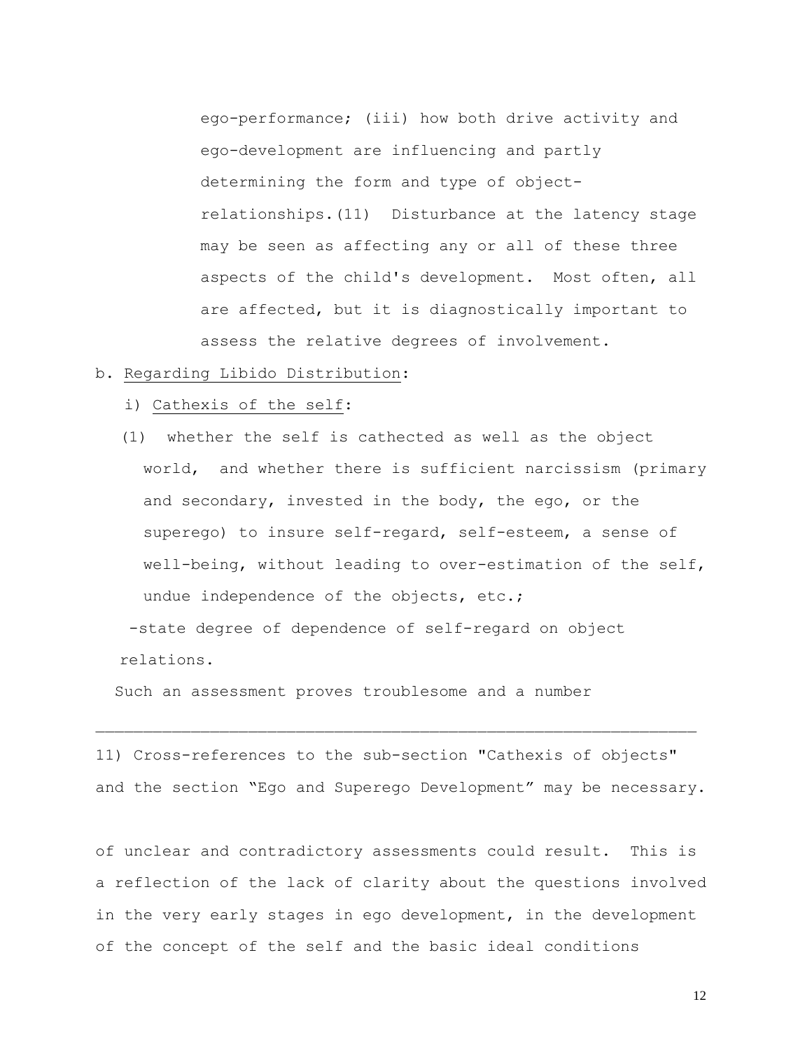ego-performance; (iii) how both drive activity and ego-development are influencing and partly determining the form and type of object-relationships.(11) Disturbance at the latency stage may be seen as affecting any or all of these three aspects of the child's development. Most often, all are affected, but it is diagnostically important to assess the relative degrees of involvement.

b. Regarding Libido Distribution:

i) Cathexis of the self:

(1) whether the self is cathected as well as the object world, and whether there is sufficient narcissism (primary and secondary, invested in the body, the ego, or the superego) to insure self-regard, self-esteem, a sense of well-being, without leading to over-estimation of the self, undue independence of the objects, etc.;

-state degree of dependence of self-regard on object relations.

Such an assessment proves troublesome and a number of unclear and contradictory assessments could result. This is a reflection of the lack of clarity about the questions involved in the very early stages in ego development, in the development of the concept of the self and the basic ideal conditions

---

11) Cross-references to the sub-section "Cathexis of objects" and the section "Ego and Superego Development" may be necessary.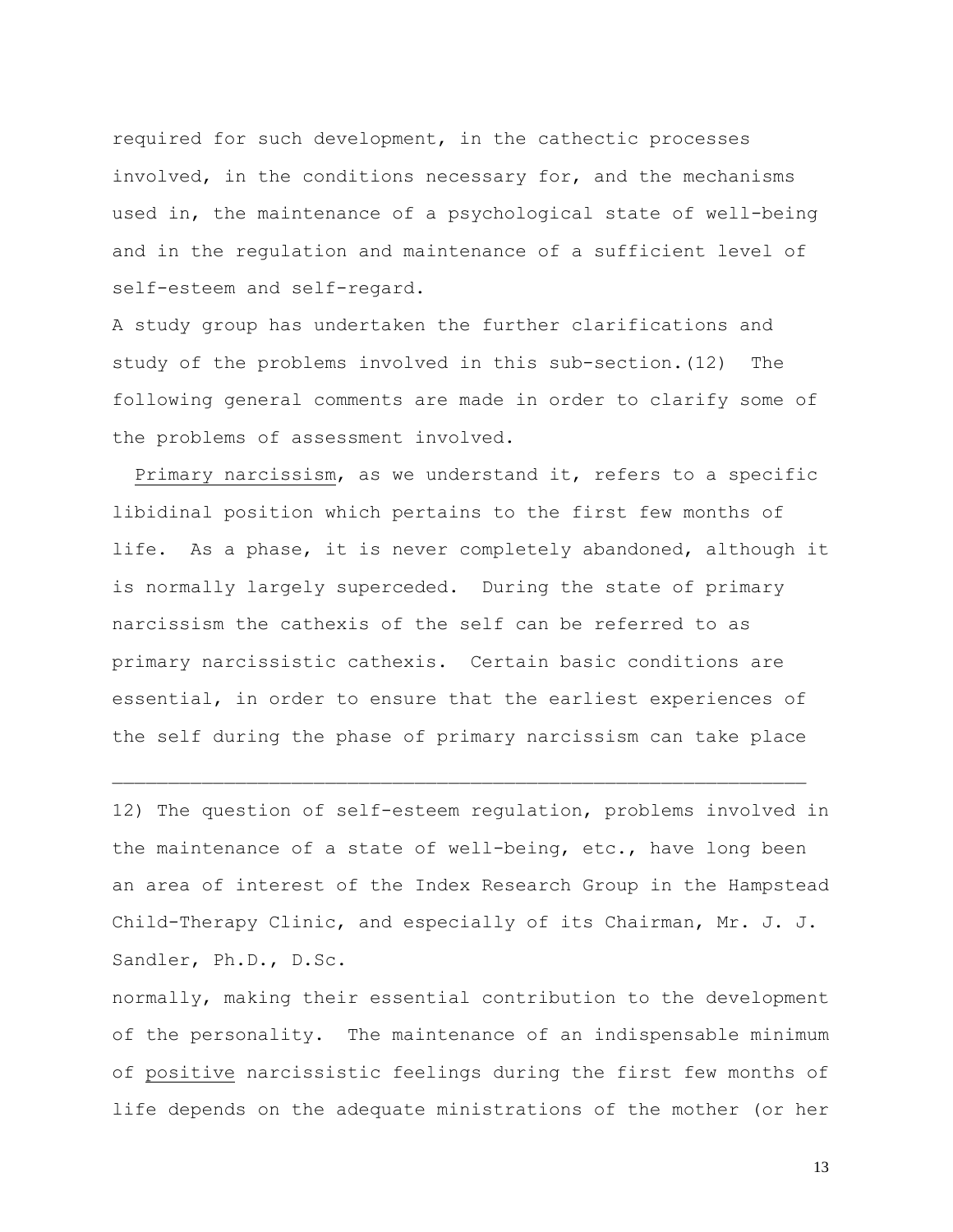required for such development, in the cathectic processes involved, in the conditions necessary for, and the mechanisms used in, the maintenance of a psychological state of well-being and in the regulation and maintenance of a sufficient level of self-esteem and self-regard.

A study group has undertaken the further clarifications and study of the problems involved in this sub-section.(12) The following general comments are made in order to clarify some of the problems of assessment involved.

Primary narcissism, as we understand it, refers to a specific libidinal position which pertains to the first few months of life. As a phase, it is never completely abandoned, although it is normally largely superceded. During the state of primary narcissism the cathexis of the self can be referred to as primary narcissistic cathexis. Certain basic conditions are essential, in order to ensure that the earliest experiences of the self during the phase of primary narcissism can take place normally, making their essential contribution to the development of the personality. The maintenance of an indispensable minimum of *positive* narcissistic feelings during the first few months of life depends on the adequate ministrations of the mother (or her

---

12) The question of self-esteem regulation, problems involved in the maintenance of a state of well-being, etc., have long been an area of interest of the Index Research Group in the Hampstead Child-Therapy Clinic, and especially of its Chairman, Mr. J. J. Sandler, Ph.D., D.Sc.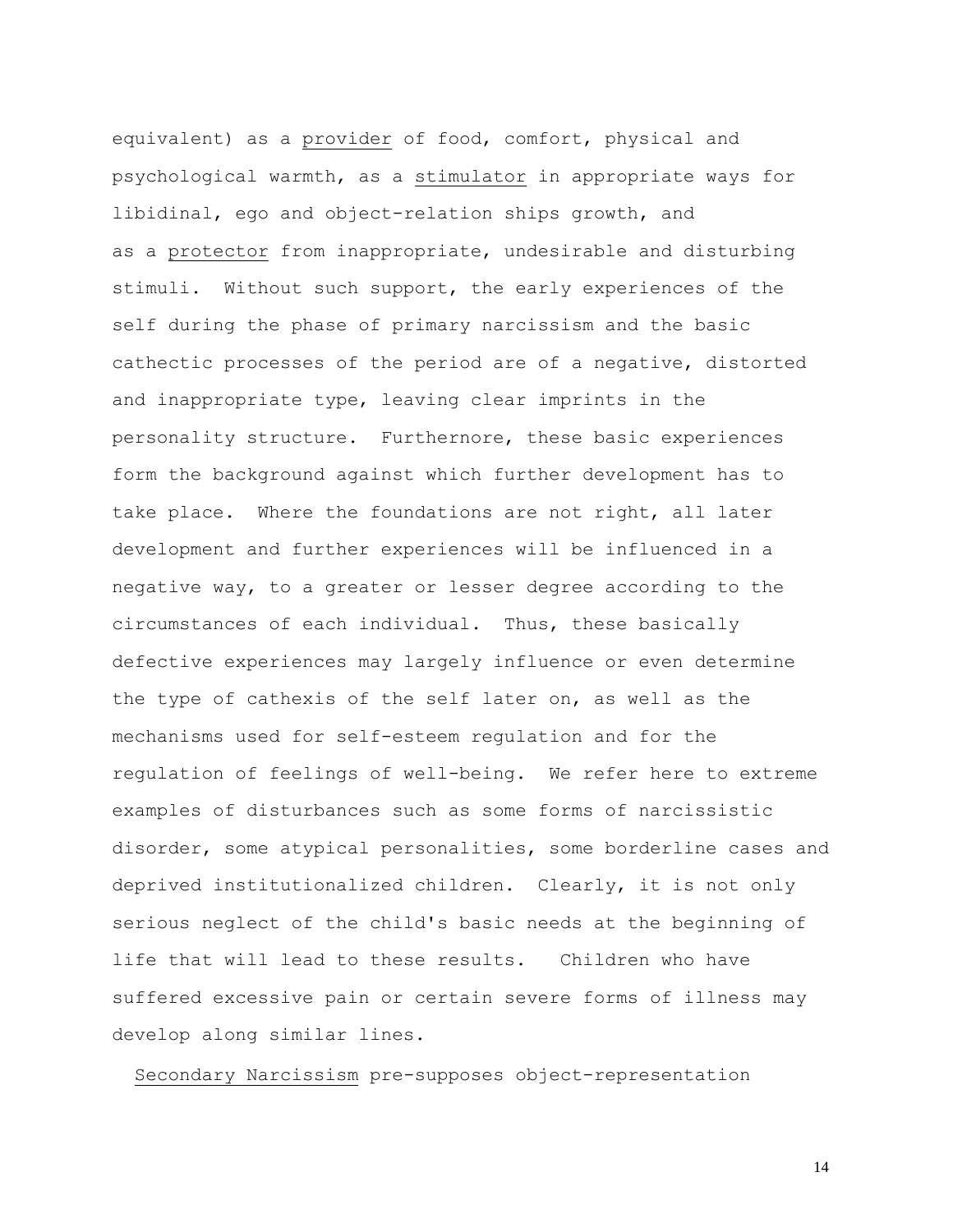equivalent) as a <u>provider</u> of food, comfort, physical and psychological warmth, as a <u>stimulator</u> in appropriate ways for libidinal, ego and object-relation ships growth, and as a <u>protector</u> from inappropriate, undesirable and disturbing stimuli. Without such support, the early experiences of the self during the phase of primary narcissism and the basic cathectic processes of the period are of a negative, distorted and inappropriate type, leaving clear imprints in the personality structure. Furthernore, these basic experiences form the background against which further development has to take place. Where the foundations are not right, all later development and further experiences will be influenced in a negative way, to a greater or lesser degree according to the circumstances of each individual. Thus, these basically defective experiences may largely influence or even determine the type of cathexis of the self later on, as well as the mechanisms used for self-esteem regulation and for the regulation of feelings of well-being. We refer here to extreme examples of disturbances such as some forms of narcissistic disorder, some atypical personalities, some borderline cases and deprived institutionalized children. Clearly, it is not only serious neglect of the child's basic needs at the beginning of life that will lead to these results. Children who have suffered excessive pain or certain severe forms of illness may develop along similar lines.

<u>Secondary Narcissism</u> pre-supposes object-representation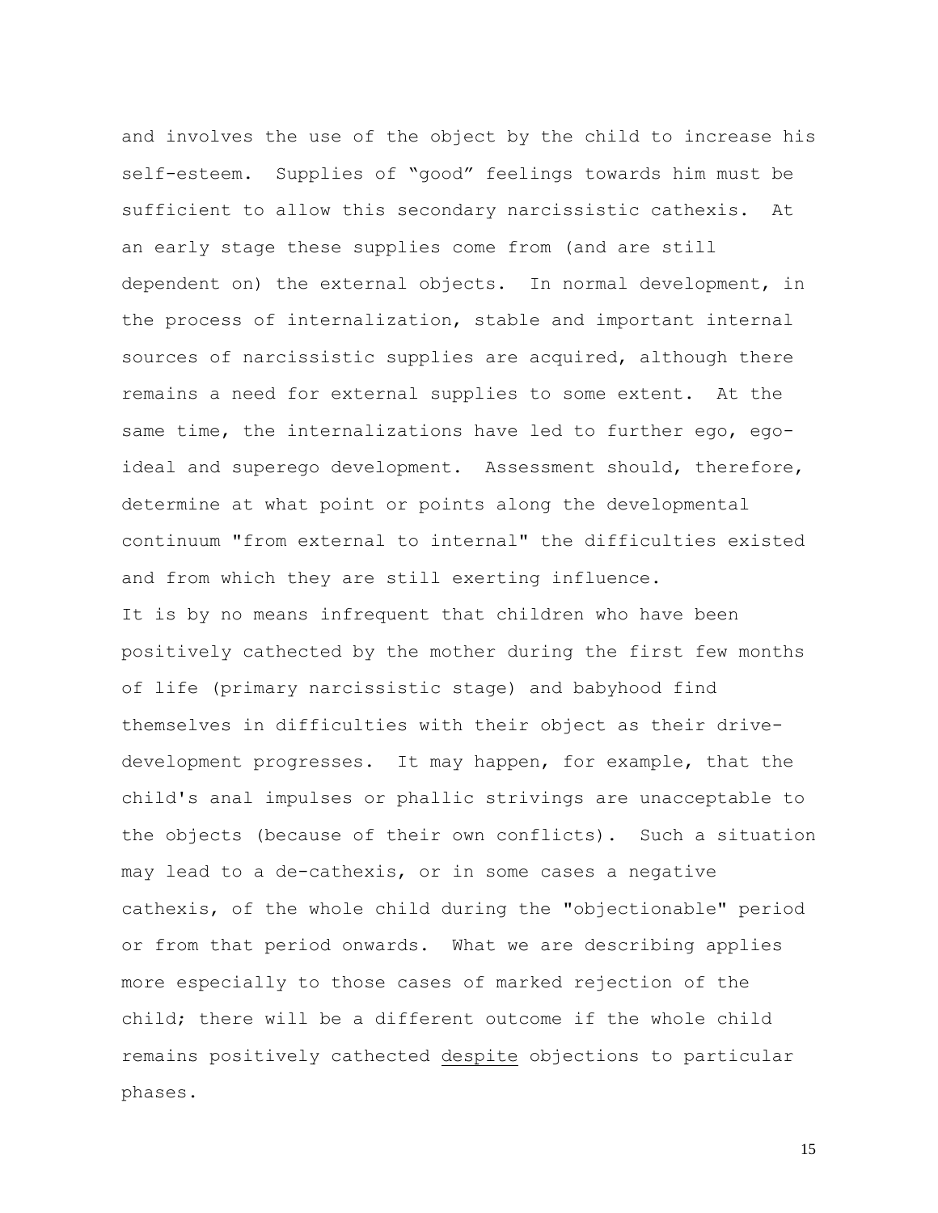and involves the use of the object by the child to increase his self-esteem. Supplies of “good” feelings towards him must be sufficient to allow this secondary narcissistic cathexis. At an early stage these supplies come from (and are still dependent on) the external objects. In normal development, in the process of internalization, stable and important internal sources of narcissistic supplies are acquired, although there remains a need for external supplies to some extent. At the same time, the internalizations have led to further ego, ego-ideal and superego development. Assessment should, therefore, determine at what point or points along the developmental continuum "from external to internal" the difficulties existed and from which they are still exerting influence.

It is by no means infrequent that children who have been positively cathected by the mother during the first few months of life (primary narcissistic stage) and babyhood find themselves in difficulties with their object as their drive-development progresses. It may happen, for example, that the child's anal impulses or phallic strivings are unacceptable to the objects (because of their own conflicts). Such a situation may lead to a de-cathexis, or in some cases a negative cathexis, of the whole child during the "objectionable" period or from that period onwards. What we are describing applies more especially to those cases of marked rejection of the child; there will be a different outcome if the whole child remains positively cathected <u>despite</u> objections to particular phases.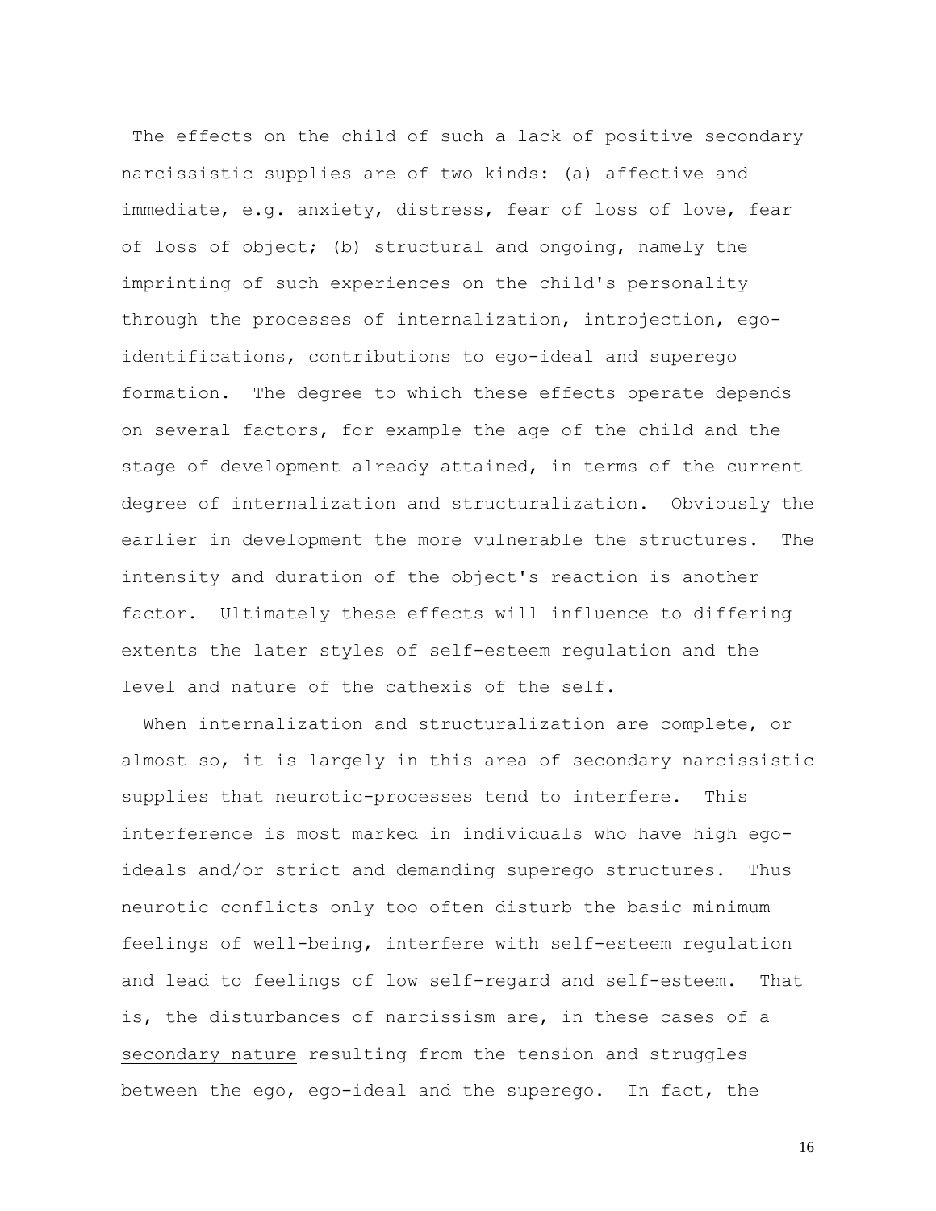The effects on the child of such a lack of positive secondary narcissistic supplies are of two kinds: (a) affective and immediate, e.g. anxiety, distress, fear of loss of love, fear of loss of object; (b) structural and ongoing, namely the imprinting of such experiences on the child's personality through the processes of internalization, introjection, ego-identifications, contributions to ego-ideal and superego formation. The degree to which these effects operate depends on several factors, for example the age of the child and the stage of development already attained, in terms of the current degree of internalization and structuralization. Obviously the earlier in development the more vulnerable the structures. The intensity and duration of the object's reaction is another factor. Ultimately these effects will influence to differing extents the later styles of self-esteem regulation and the level and nature of the cathexis of the self.

When internalization and structuralization are complete, or almost so, it is largely in this area of secondary narcissistic supplies that neurotic-processes tend to interfere. This interference is most marked in individuals who have high ego-ideals and/or strict and demanding superego structures. Thus neurotic conflicts only too often disturb the basic minimum feelings of well-being, interfere with self-esteem regulation and lead to feelings of low self-regard and self-esteem. That is, the disturbances of narcissism are, in these cases of a <u>secondary nature</u> resulting from the tension and struggles between the ego, ego-ideal and the superego. In fact, the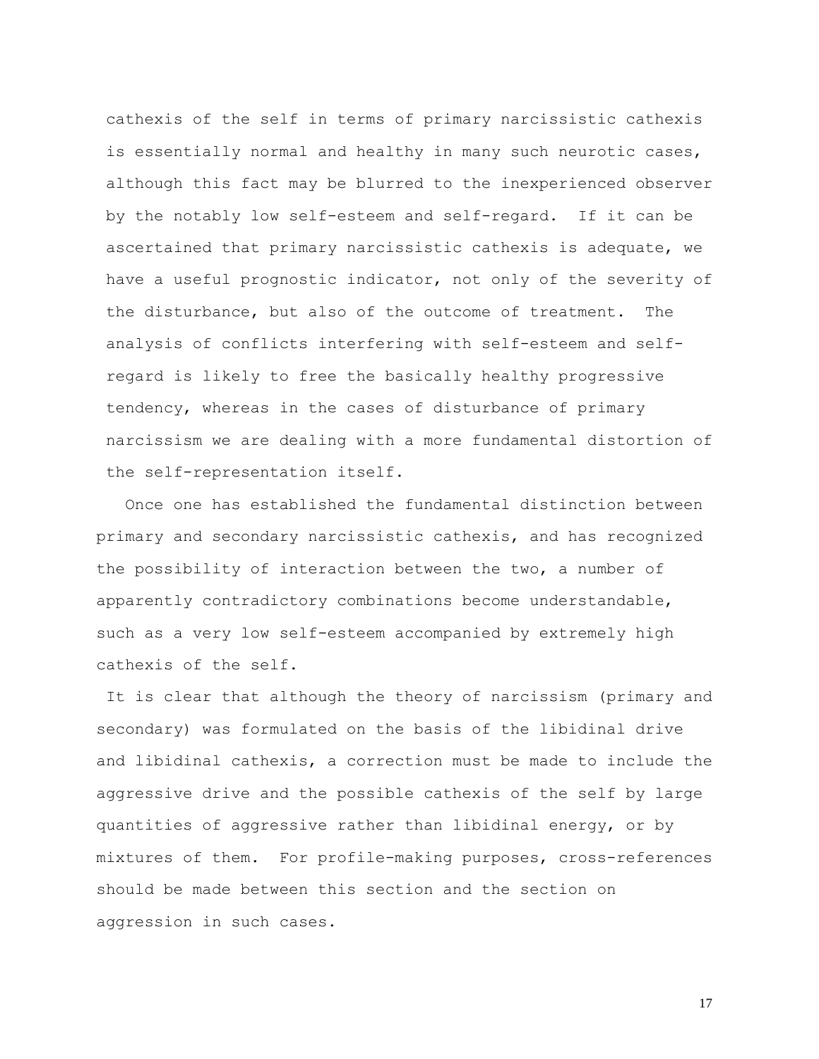cathexis of the self in terms of primary narcissistic cathexis is essentially normal and healthy in many such neurotic cases, although this fact may be blurred to the inexperienced observer by the notably low self-esteem and self-regard. If it can be ascertained that primary narcissistic cathexis is adequate, we have a useful prognostic indicator, not only of the severity of the disturbance, but also of the outcome of treatment. The analysis of conflicts interfering with self-esteem and self-regard is likely to free the basically healthy progressive tendency, whereas in the cases of disturbance of primary narcissism we are dealing with a more fundamental distortion of the self-representation itself.

Once one has established the fundamental distinction between primary and secondary narcissistic cathexis, and has recognized the possibility of interaction between the two, a number of apparently contradictory combinations become understandable, such as a very low self-esteem accompanied by extremely high cathexis of the self.

It is clear that although the theory of narcissism (primary and secondary) was formulated on the basis of the libidinal drive and libidinal cathexis, a correction must be made to include the aggressive drive and the possible cathexis of the self by large quantities of aggressive rather than libidinal energy, or by mixtures of them. For profile-making purposes, cross-references should be made between this section and the section on aggression in such cases.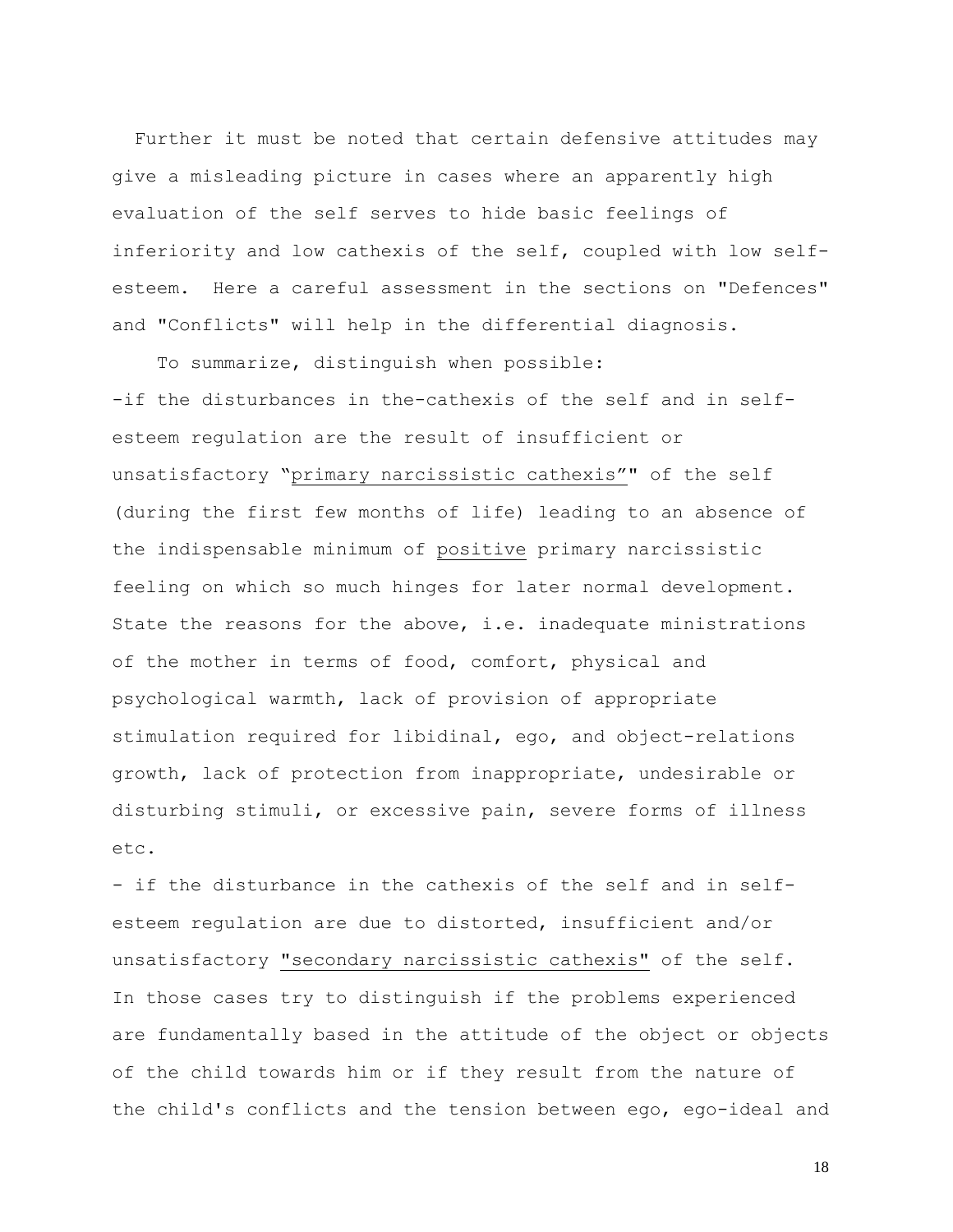Further it must be noted that certain defensive attitudes may give a misleading picture in cases where an apparently high evaluation of the self serves to hide basic feelings of inferiority and low cathexis of the self, coupled with low self-esteem. Here a careful assessment in the sections on "Defences" and "Conflicts" will help in the differential diagnosis.

To summarize, distinguish when possible:

-if the disturbances in the-cathexis of the self and in self-esteem regulation are the result of insufficient or unsatisfactory "primary narcissistic cathexis"" of the self (during the first few months of life) leading to an absence of the indispensable minimum of positive primary narcissistic feeling on which so much hinges for later normal development. State the reasons for the above, i.e. inadequate ministrations of the mother in terms of food, comfort, physical and psychological warmth, lack of provision of appropriate stimulation required for libidinal, ego, and object-relations growth, lack of protection from inappropriate, undesirable or disturbing stimuli, or excessive pain, severe forms of illness etc.

- if the disturbance in the cathexis of the self and in self-esteem regulation are due to distorted, insufficient and/or unsatisfactory "secondary narcissistic cathexis" of the self. In those cases try to distinguish if the problems experienced are fundamentally based in the attitude of the object or objects of the child towards him or if they result from the nature of the child's conflicts and the tension between ego, ego-ideal and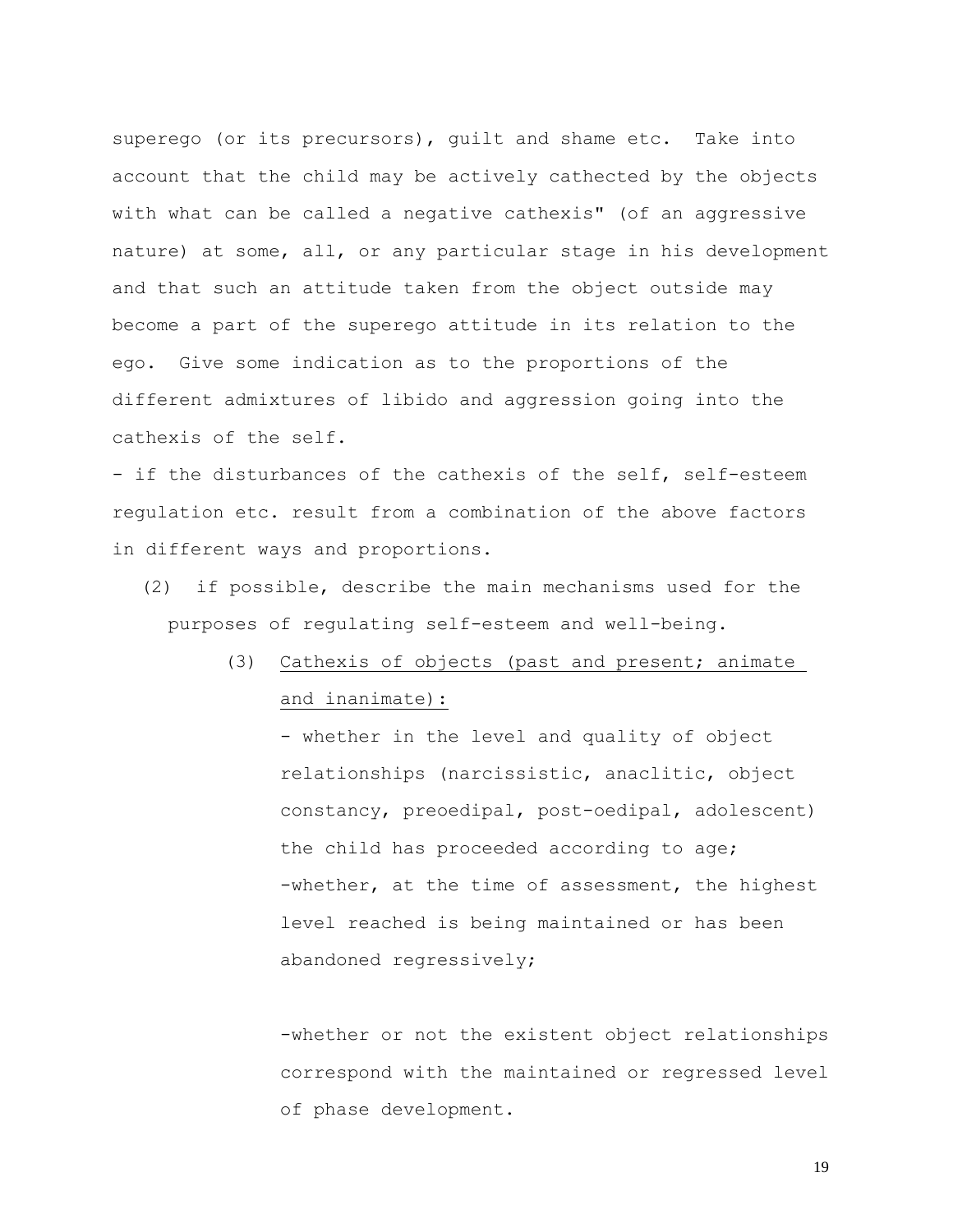superego (or its precursors), guilt and shame etc. Take into account that the child may be actively cathected by the objects with what can be called a negative cathexis" (of an aggressive nature) at some, all, or any particular stage in his development and that such an attitude taken from the object outside may become a part of the superego attitude in its relation to the ego. Give some indication as to the proportions of the different admixtures of libido and aggression going into the cathexis of the self.

- if the disturbances of the cathexis of the self, self-esteem regulation etc. result from a combination of the above factors in different ways and proportions.

(2) if possible, describe the main mechanisms used for the purposes of regulating self-esteem and well-being.

(3) <u>Cathexis of objects (past and present; animate and inanimate):</u>

- whether in the level and quality of object relationships (narcissistic, anaclitic, object constancy, preoedipal, post-oedipal, adolescent) the child has proceeded according to age;
- whether, at the time of assessment, the highest level reached is being maintained or has been abandoned regressively;

- whether or not the existent object relationships correspond with the maintained or regressed level of phase development.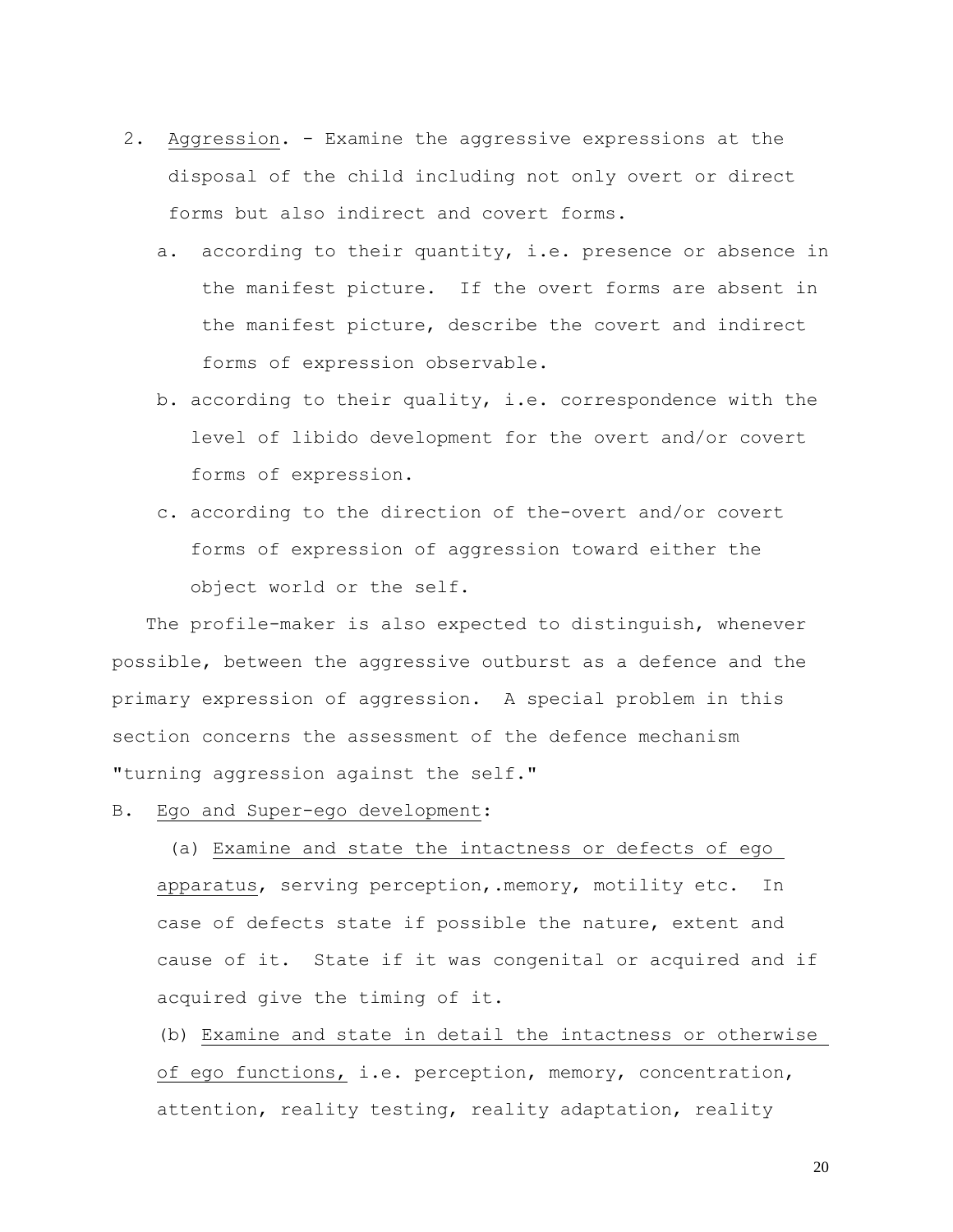2. Aggression. - Examine the aggressive expressions at the disposal of the child including not only overt or direct forms but also indirect and covert forms.

   a. according to their quantity, i.e. presence or absence in the manifest picture. If the overt forms are absent in the manifest picture, describe the covert and indirect forms of expression observable.

   b. according to their quality, i.e. correspondence with the level of libido development for the overt and/or covert forms of expression.

   c. according to the direction of the-overt and/or covert forms of expression of aggression toward either the object world or the self.

The profile-maker is also expected to distinguish, whenever possible, between the aggressive outburst as a defence and the primary expression of aggression. A special problem in this section concerns the assessment of the defence mechanism "turning aggression against the self."

B. Ego and Super-ego development:

(a) Examine and state the intactness or defects of ego apparatus, serving perception,.memory, motility etc. In case of defects state if possible the nature, extent and cause of it. State if it was congenital or acquired and if acquired give the timing of it.

(b) Examine and state in detail the intactness or otherwise of ego functions, i.e. perception, memory, concentration, attention, reality testing, reality adaptation, reality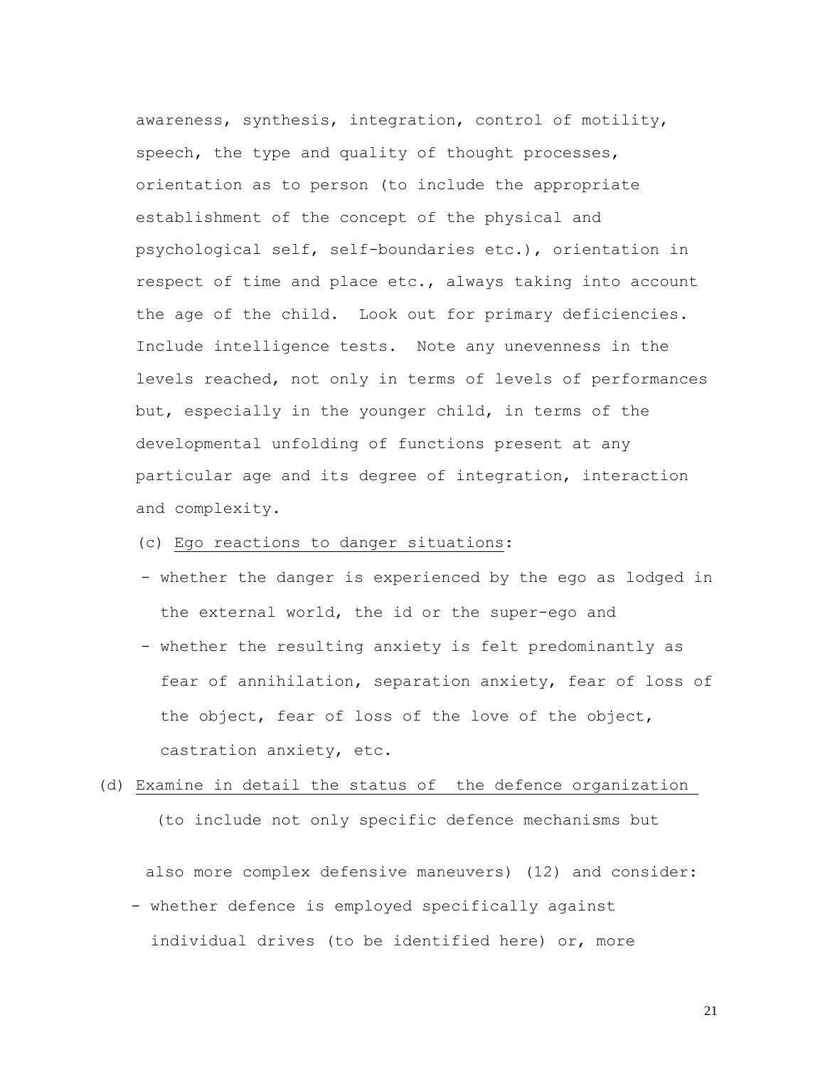awareness, synthesis, integration, control of motility, speech, the type and quality of thought processes, orientation as to person (to include the appropriate establishment of the concept of the physical and psychological self, self-boundaries etc.), orientation in respect of time and place etc., always taking into account the age of the child. Look out for primary deficiencies. Include intelligence tests. Note any unevenness in the levels reached, not only in terms of levels of performances but, especially in the younger child, in terms of the developmental unfolding of functions present at any particular age and its degree of integration, interaction and complexity.

(c) <u>Ego reactions to danger situations</u>:

- whether the danger is experienced by the ego as lodged in the external world, the id or the super-ego and
- whether the resulting anxiety is felt predominantly as fear of annihilation, separation anxiety, fear of loss of the object, fear of loss of the love of the object, castration anxiety, etc.

(d) <u>Examine in detail the status of the defence organization</u> (to include not only specific defence mechanisms but also more complex defensive maneuvers) (12) and consider:

- whether defence is employed specifically against individual drives (to be identified here) or, more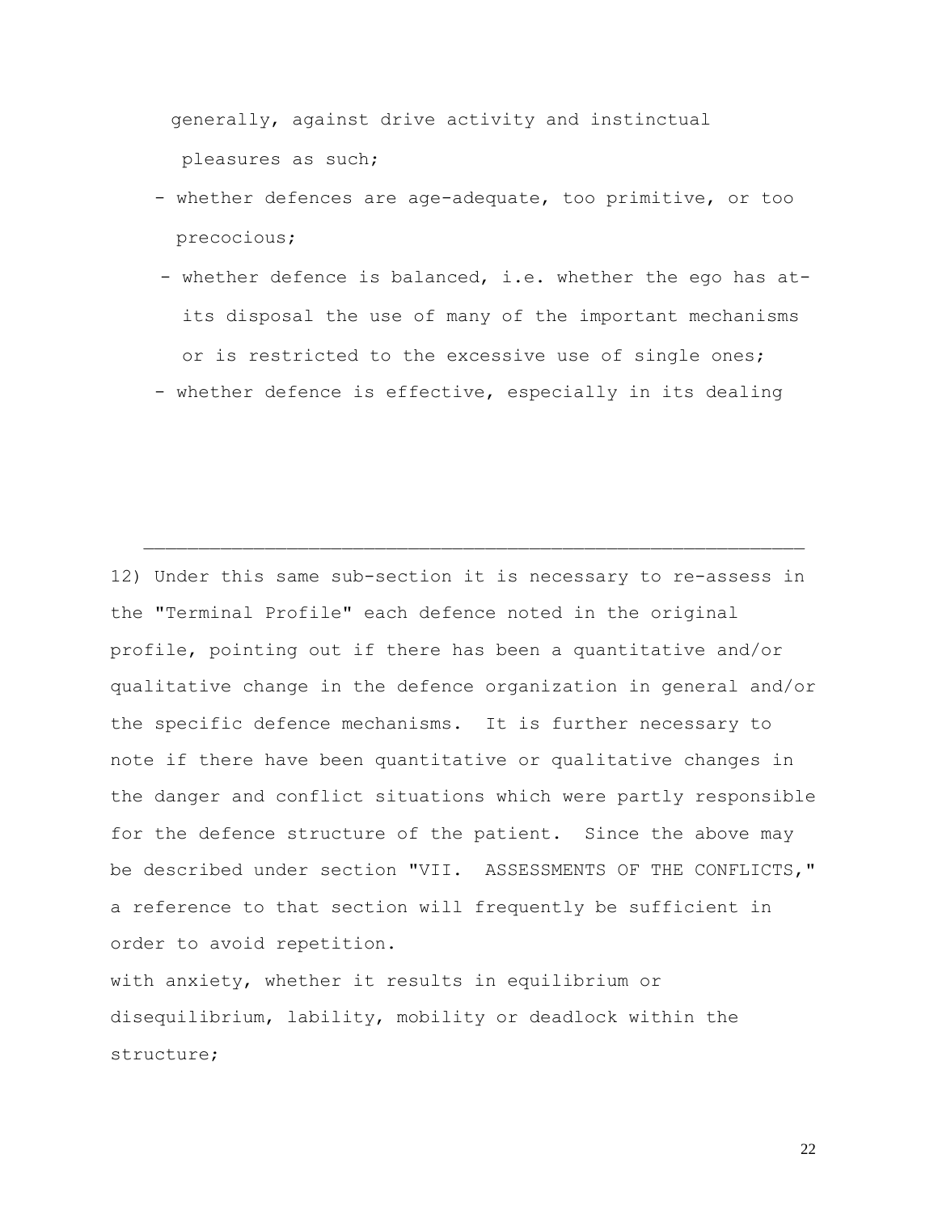generally, against drive activity and instinctual pleasures as such;

- whether defences are age-adequate, too primitive, or too precocious;
- whether defence is balanced, i.e. whether the ego has at- its disposal the use of many of the important mechanisms or is restricted to the excessive use of single ones;
- whether defence is effective, especially in its dealing with anxiety, whether it results in equilibrium or disequilibrium, lability, mobility or deadlock within the structure;

---

12) Under this same sub-section it is necessary to re-assess in the "Terminal Profile" each defence noted in the original profile, pointing out if there has been a quantitative and/or qualitative change in the defence organization in general and/or the specific defence mechanisms. It is further necessary to note if there have been quantitative or qualitative changes in the danger and conflict situations which were partly responsible for the defence structure of the patient. Since the above may be described under section "VII. ASSESSMENTS OF THE CONFLICTS," a reference to that section will frequently be sufficient in order to avoid repetition.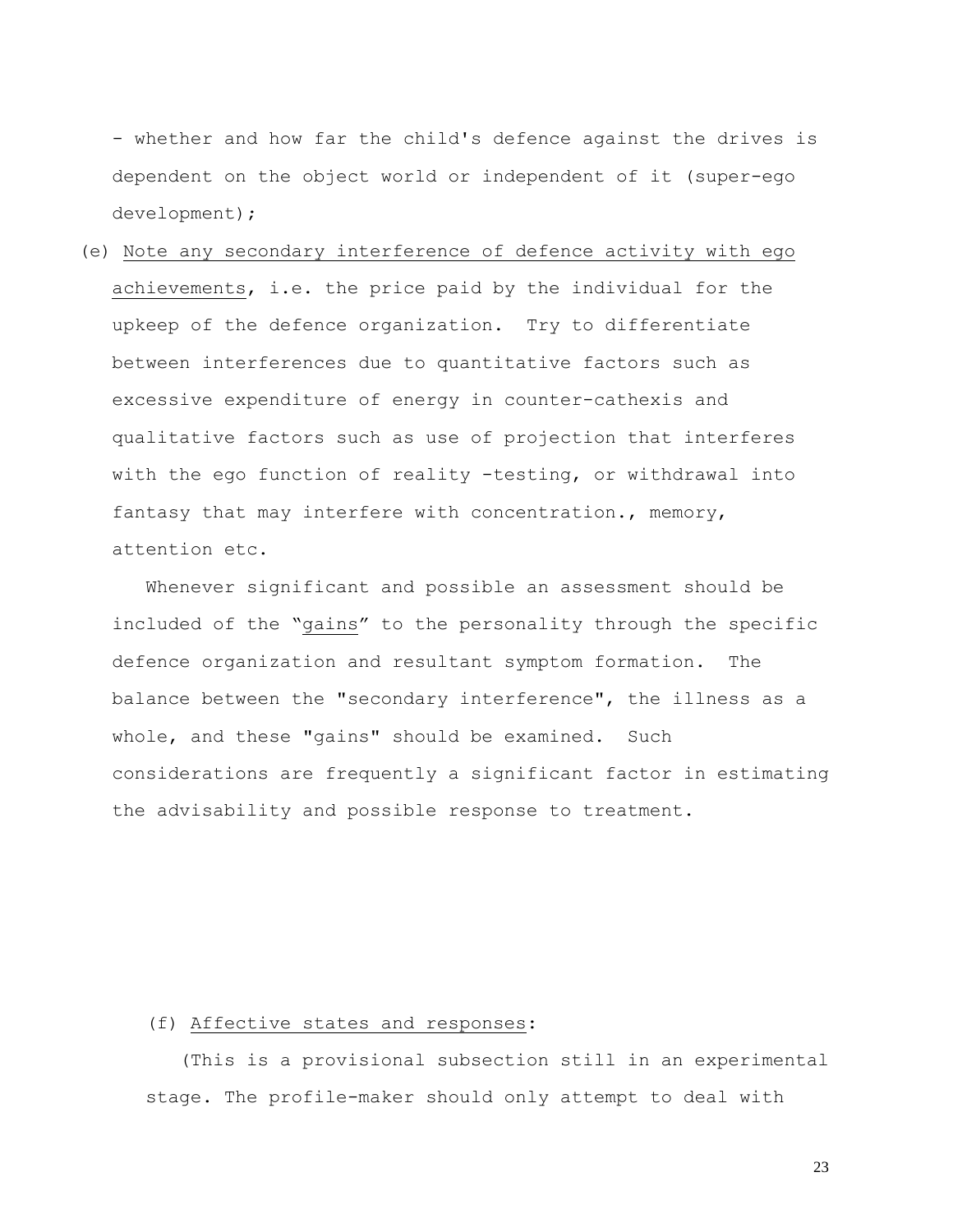- whether and how far the child's defence against the drives is dependent on the object world or independent of it (super-ego development);

(e) <u>Note any secondary interference of defence activity with ego achievements</u>, i.e. the price paid by the individual for the upkeep of the defence organization. Try to differentiate between interferences due to quantitative factors such as excessive expenditure of energy in counter-cathexis and qualitative factors such as use of projection that interferes with the ego function of reality -testing, or withdrawal into fantasy that may interfere with concentration., memory, attention etc.

Whenever significant and possible an assessment should be included of the "<u>gains</u>" to the personality through the specific defence organization and resultant symptom formation. The balance between the "secondary interference", the illness as a whole, and these "gains" should be examined. Such considerations are frequently a significant factor in estimating the advisability and possible response to treatment.

(f) <u>Affective states and responses</u>:

(This is a provisional subsection still in an experimental stage. The profile-maker should only attempt to deal with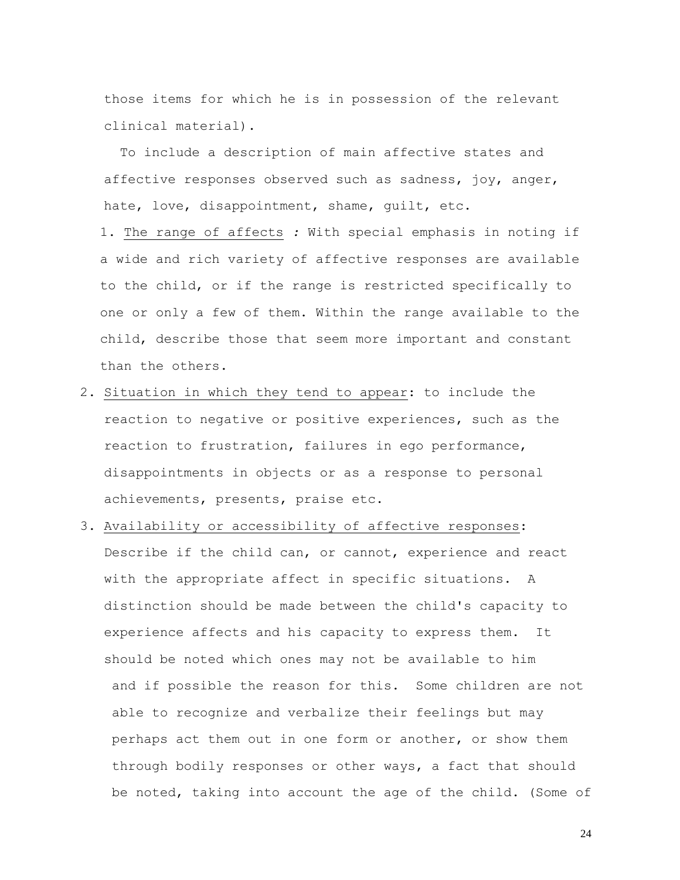those items for which he is in possession of the relevant clinical material).

To include a description of main affective states and affective responses observed such as sadness, joy, anger, hate, love, disappointment, shame, guilt, etc.

1. <u>The range of affects</u> *:* With special emphasis in noting if a wide and rich variety of affective responses are available to the child, or if the range is restricted specifically to one or only a few of them. Within the range available to the child, describe those that seem more important and constant than the others.

2. <u>Situation in which they tend to appear</u>: to include the reaction to negative or positive experiences, such as the reaction to frustration, failures in ego performance, disappointments in objects or as a response to personal achievements, presents, praise etc.

3. <u>Availability or accessibility of affective responses</u>: Describe if the child can, or cannot, experience and react with the appropriate affect in specific situations. A distinction should be made between the child's capacity to experience affects and his capacity to express them. It should be noted which ones may not be available to him and if possible the reason for this. Some children are not able to recognize and verbalize their feelings but may perhaps act them out in one form or another, or show them through bodily responses or other ways, a fact that should be noted, taking into account the age of the child. (Some of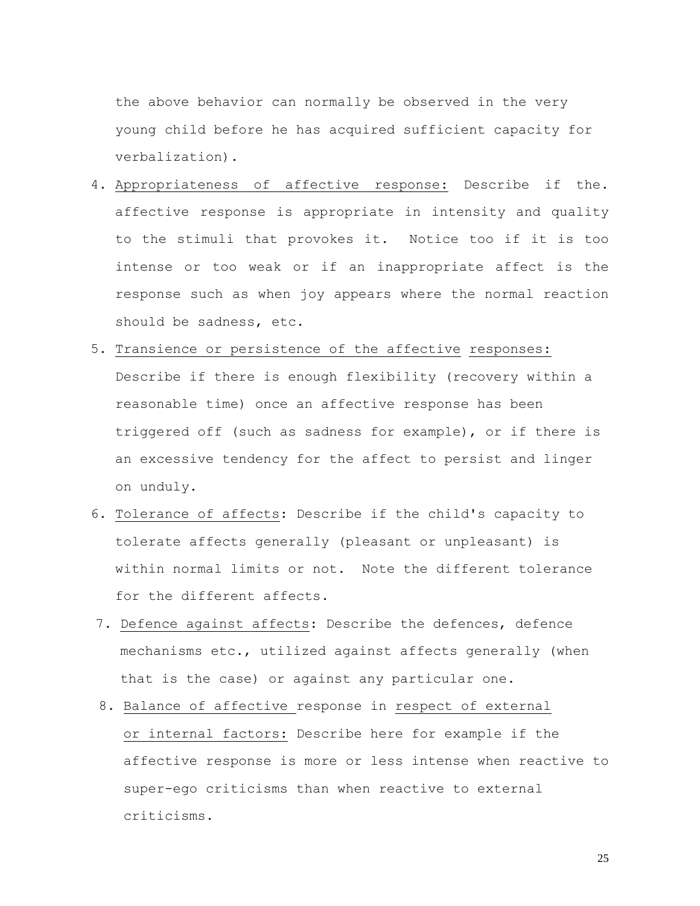the above behavior can normally be observed in the very young child before he has acquired sufficient capacity for verbalization).

4. <u>Appropriateness of affective response:</u> Describe if the. affective response is appropriate in intensity and quality to the stimuli that provokes it. Notice too if it is too intense or too weak or if an inappropriate affect is the response such as when joy appears where the normal reaction should be sadness, etc.
5. <u>Transience or persistence of the affective responses:</u> Describe if there is enough flexibility (recovery within a reasonable time) once an affective response has been triggered off (such as sadness for example), or if there is an excessive tendency for the affect to persist and linger on unduly.
6. <u>Tolerance of affects</u>: Describe if the child's capacity to tolerate affects generally (pleasant or unpleasant) is within normal limits or not. Note the different tolerance for the different affects.
7. <u>Defence against affects</u>: Describe the defences, defence mechanisms etc., utilized against affects generally (when that is the case) or against any particular one.
8. <u>Balance of affective</u> response in <u>respect of external or internal factors:</u> Describe here for example if the affective response is more or less intense when reactive to super-ego criticisms than when reactive to external criticisms.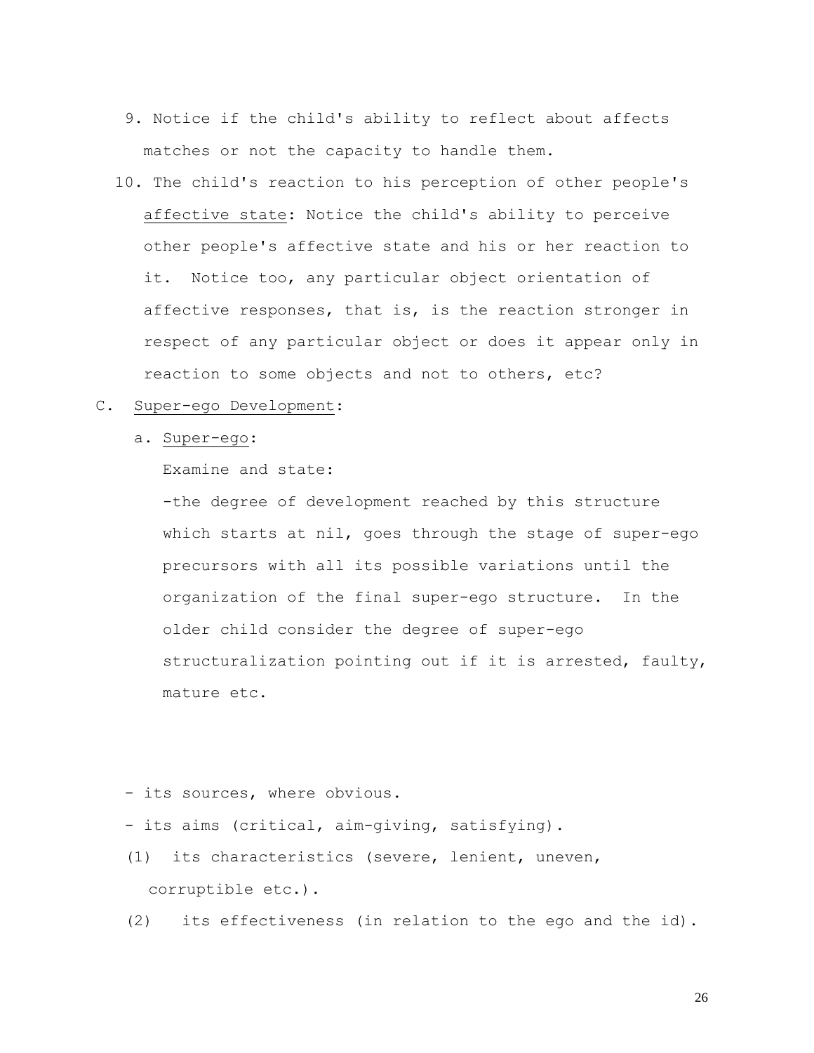9. Notice if the child's ability to reflect about affects matches or not the capacity to handle them.

10. The child's reaction to his perception of other people's <u>affective state</u>: Notice the child's ability to perceive other people's affective state and his or her reaction to it. Notice too, any particular object orientation of affective responses, that is, is the reaction stronger in respect of any particular object or does it appear only in reaction to some objects and not to others, etc?

C. <u>Super-ego Development</u>:

a. <u>Super-ego</u>:

Examine and state:

-the degree of development reached by this structure which starts at nil, goes through the stage of super-ego precursors with all its possible variations until the organization of the final super-ego structure. In the older child consider the degree of super-ego structuralization pointing out if it is arrested, faulty, mature etc.

- its sources, where obvious.
- its aims (critical, aim-giving, satisfying).

(1) its characteristics (severe, lenient, uneven, corruptible etc.).

(2) its effectiveness (in relation to the ego and the id).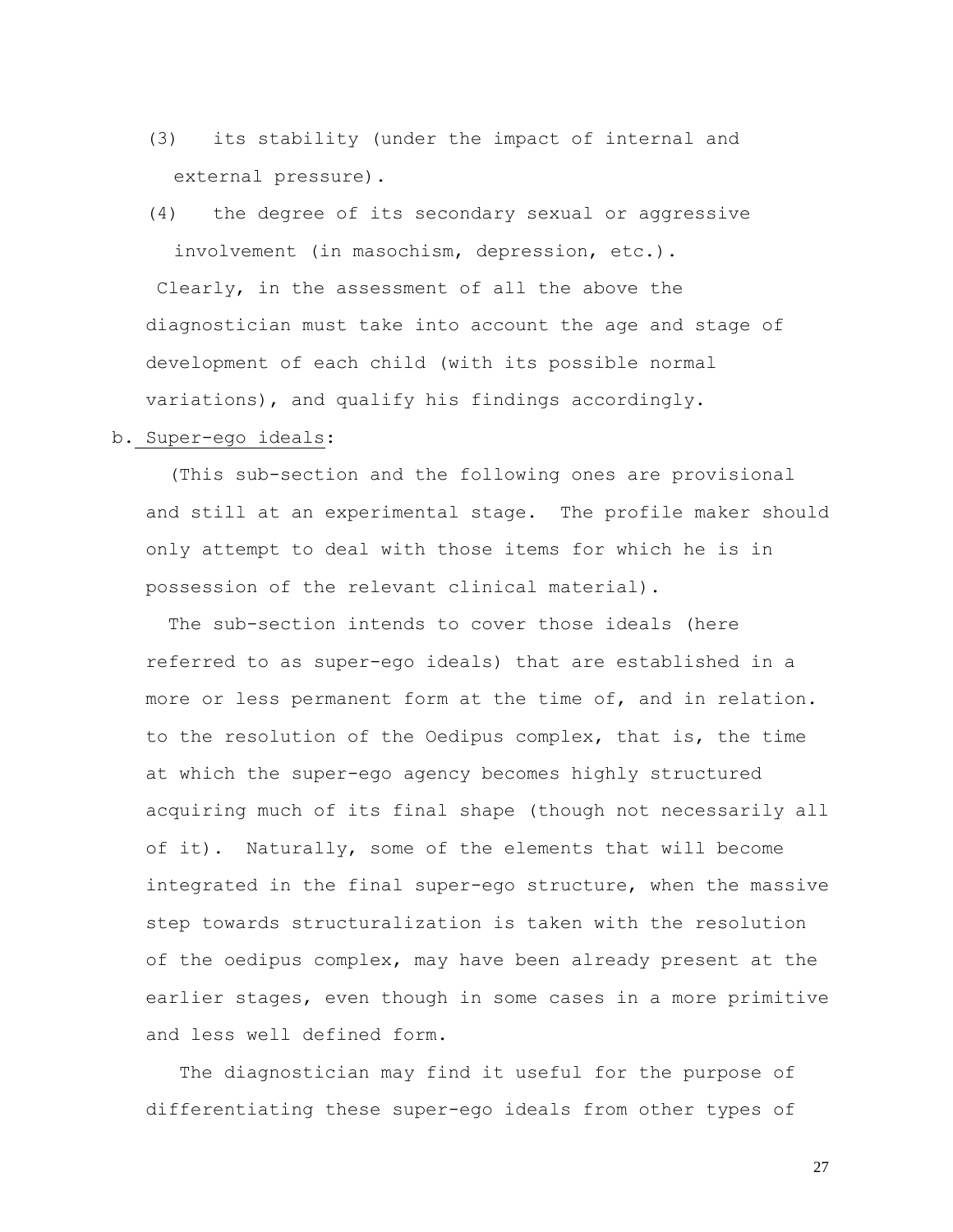(3) its stability (under the impact of internal and external pressure).

(4) the degree of its secondary sexual or aggressive involvement (in masochism, depression, etc.).

Clearly, in the assessment of all the above the diagnostician must take into account the age and stage of development of each child (with its possible normal variations), and qualify his findings accordingly.

b. Super-ego ideals:

(This sub-section and the following ones are provisional and still at an experimental stage. The profile maker should only attempt to deal with those items for which he is in possession of the relevant clinical material).

The sub-section intends to cover those ideals (here referred to as super-ego ideals) that are established in a more or less permanent form at the time of, and in relation. to the resolution of the Oedipus complex, that is, the time at which the super-ego agency becomes highly structured acquiring much of its final shape (though not necessarily all of it). Naturally, some of the elements that will become integrated in the final super-ego structure, when the massive step towards structuralization is taken with the resolution of the oedipus complex, may have been already present at the earlier stages, even though in some cases in a more primitive and less well defined form.

The diagnostician may find it useful for the purpose of differentiating these super-ego ideals from other types of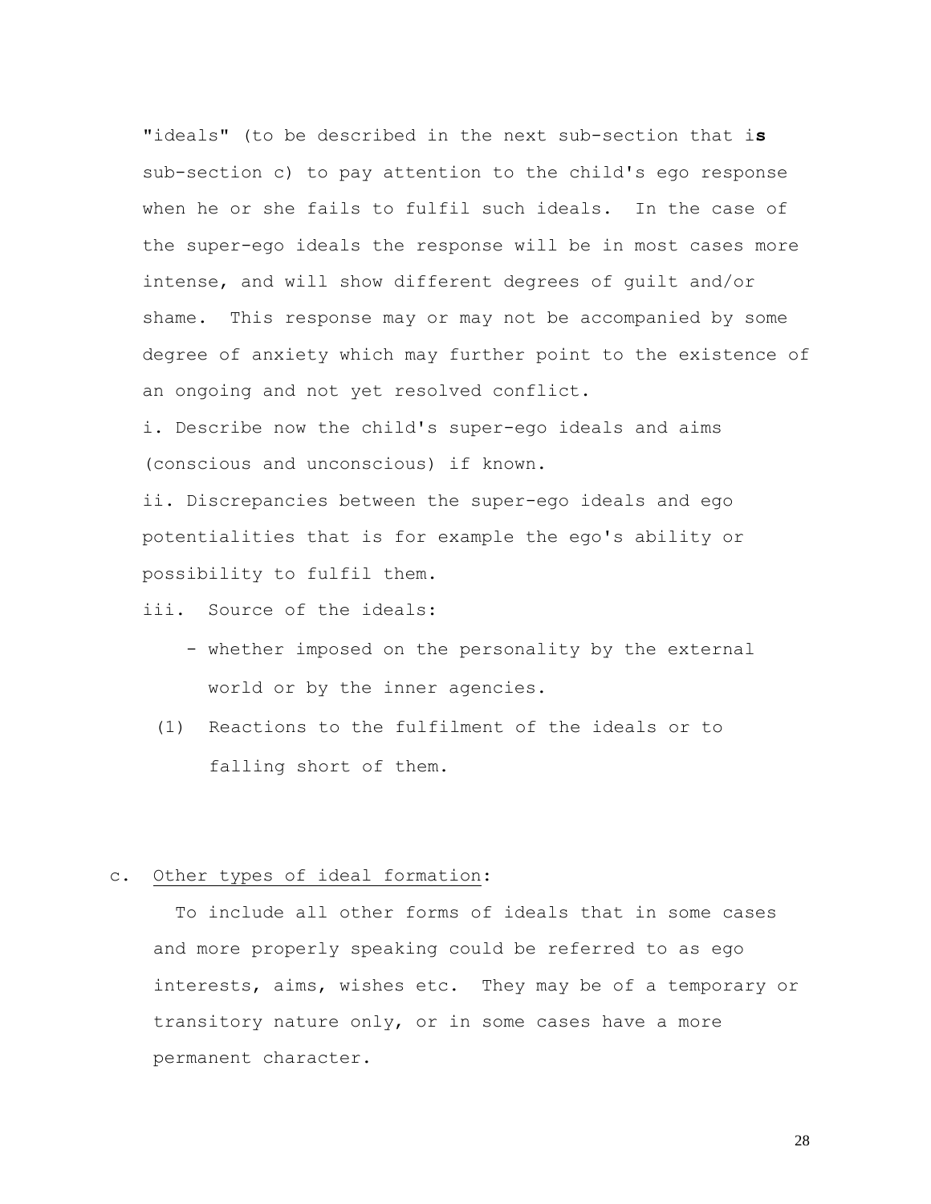"ideals" (to be described in the next sub-section that i**s** sub-section c) to pay attention to the child's ego response when he or she fails to fulfil such ideals. In the case of the super-ego ideals the response will be in most cases more intense, and will show different degrees of guilt and/or shame. This response may or may not be accompanied by some degree of anxiety which may further point to the existence of an ongoing and not yet resolved conflict.

i. Describe now the child's super-ego ideals and aims (conscious and unconscious) if known.

ii. Discrepancies between the super-ego ideals and ego potentialities that is for example the ego's ability or possibility to fulfil them.

iii. Source of the ideals:

- whether imposed on the personality by the external world or by the inner agencies.

(1) Reactions to the fulfilment of the ideals or to falling short of them.

c. <u>Other types of ideal formation</u>:

To include all other forms of ideals that in some cases and more properly speaking could be referred to as ego interests, aims, wishes etc. They may be of a temporary or transitory nature only, or in some cases have a more permanent character.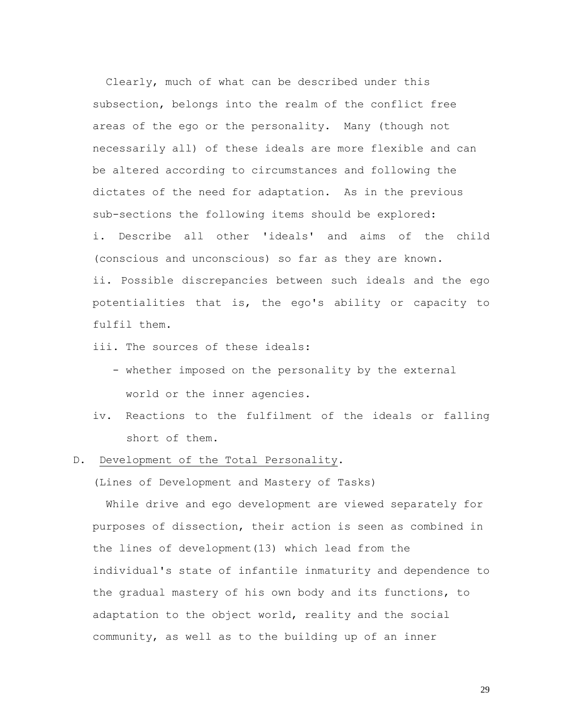Clearly, much of what can be described under this subsection, belongs into the realm of the conflict free areas of the ego or the personality. Many (though not necessarily all) of these ideals are more flexible and can be altered according to circumstances and following the dictates of the need for adaptation. As in the previous sub-sections the following items should be explored:

i. Describe all other 'ideals' and aims of the child (conscious and unconscious) so far as they are known.

ii. Possible discrepancies between such ideals and the ego potentialities that is, the ego's ability or capacity to fulfil them.

iii. The sources of these ideals:

- whether imposed on the personality by the external world or the inner agencies.

iv. Reactions to the fulfilment of the ideals or falling short of them.

D. <u>Development of the Total Personality</u>.

(Lines of Development and Mastery of Tasks)

While drive and ego development are viewed separately for purposes of dissection, their action is seen as combined in the lines of development(13) which lead from the individual's state of infantile inmaturity and dependence to the gradual mastery of his own body and its functions, to adaptation to the object world, reality and the social community, as well as to the building up of an inner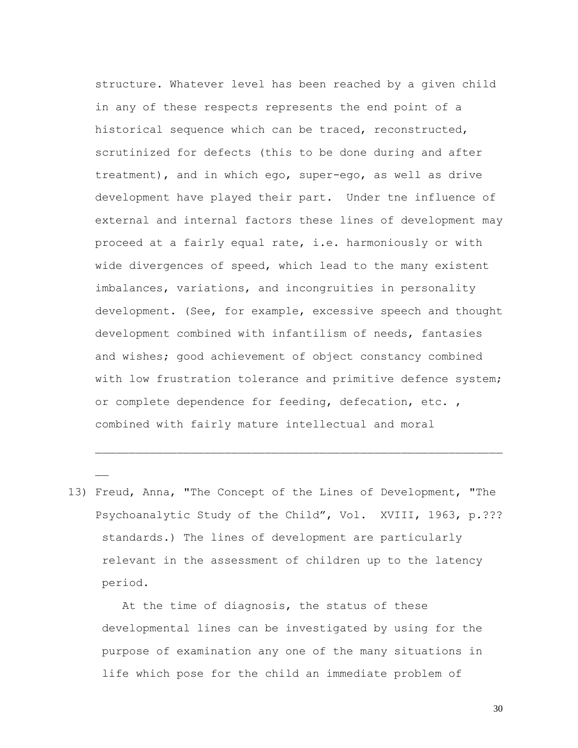structure. Whatever level has been reached by a given child in any of these respects represents the end point of a historical sequence which can be traced, reconstructed, scrutinized for defects (this to be done during and after treatment), and in which ego, super-ego, as well as drive development have played their part. Under tne influence of external and internal factors these lines of development may proceed at a fairly equal rate, i.e. harmoniously or with wide divergences of speed, which lead to the many existent imbalances, variations, and incongruities in personality development. (See, for example, excessive speech and thought development combined with infantilism of needs, fantasies and wishes; good achievement of object constancy combined with low frustration tolerance and primitive defence system; or complete dependence for feeding, defecation, etc. , combined with fairly mature intellectual and moral

---

13) Freud, Anna, "The Concept of the Lines of Development, "The Psychoanalytic Study of the Child", Vol. XVIII, 1963, p.???

standards.) The lines of development are particularly relevant in the assessment of children up to the latency period.

At the time of diagnosis, the status of these developmental lines can be investigated by using for the purpose of examination any one of the many situations in life which pose for the child an immediate problem of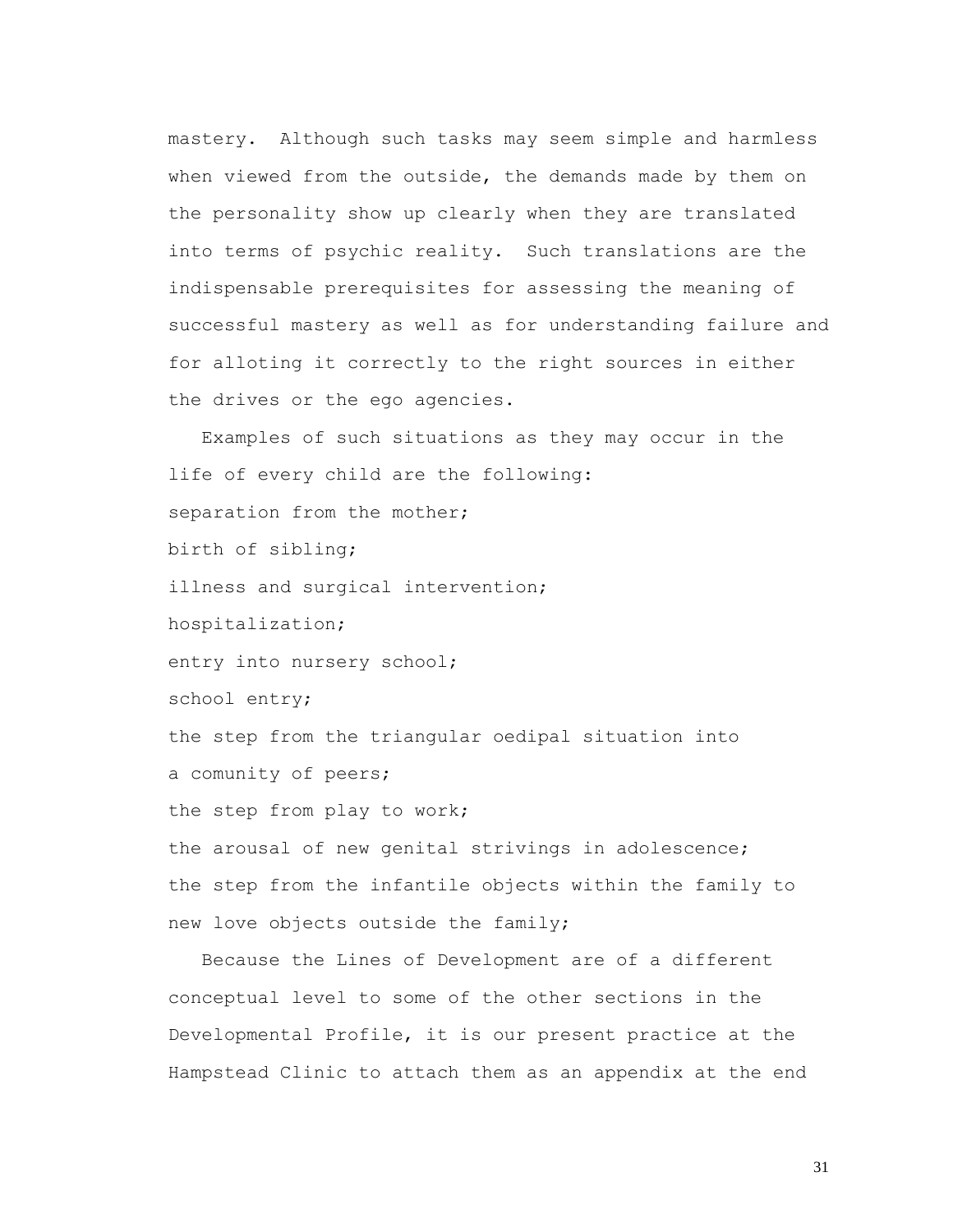mastery. Although such tasks may seem simple and harmless when viewed from the outside, the demands made by them on the personality show up clearly when they are translated into terms of psychic reality. Such translations are the indispensable prerequisites for assessing the meaning of successful mastery as well as for understanding failure and for alloting it correctly to the right sources in either the drives or the ego agencies.

Examples of such situations as they may occur in the life of every child are the following:

separation from the mother;

birth of sibling;

illness and surgical intervention;

hospitalization;

entry into nursery school;

school entry;

the step from the triangular oedipal situation into a comunity of peers;

the step from play to work;

the arousal of new genital strivings in adolescence;

the step from the infantile objects within the family to new love objects outside the family;

Because the Lines of Development are of a different conceptual level to some of the other sections in the Developmental Profile, it is our present practice at the Hampstead Clinic to attach them as an appendix at the end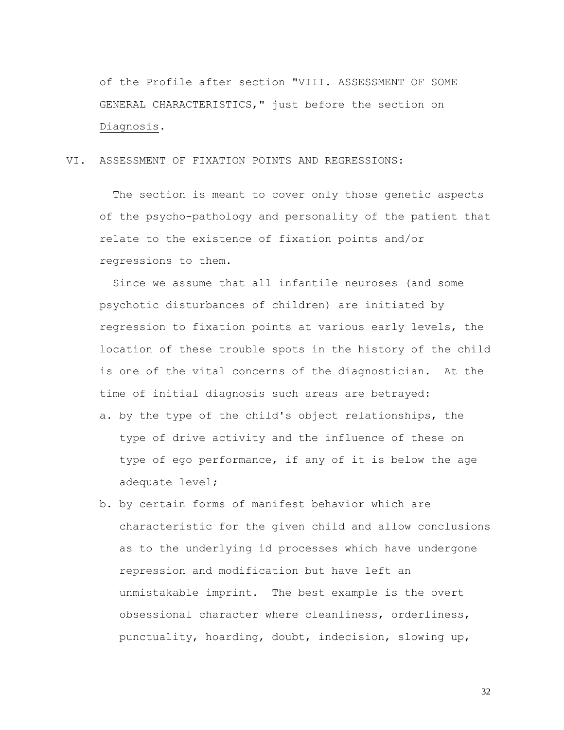of the Profile after section "VIII. ASSESSMENT OF SOME GENERAL CHARACTERISTICS," just before the section on Diagnosis.

## VI. ASSESSMENT OF FIXATION POINTS AND REGRESSIONS:

The section is meant to cover only those genetic aspects of the psycho-pathology and personality of the patient that relate to the existence of fixation points and/or regressions to them.

Since we assume that all infantile neuroses (and some psychotic disturbances of children) are initiated by regression to fixation points at various early levels, the location of these trouble spots in the history of the child is one of the vital concerns of the diagnostician. At the time of initial diagnosis such areas are betrayed:

a. by the type of the child's object relationships, the type of drive activity and the influence of these on type of ego performance, if any of it is below the age adequate level;

b. by certain forms of manifest behavior which are characteristic for the given child and allow conclusions as to the underlying id processes which have undergone repression and modification but have left an unmistakable imprint. The best example is the overt obsessional character where cleanliness, orderliness, punctuality, hoarding, doubt, indecision, slowing up,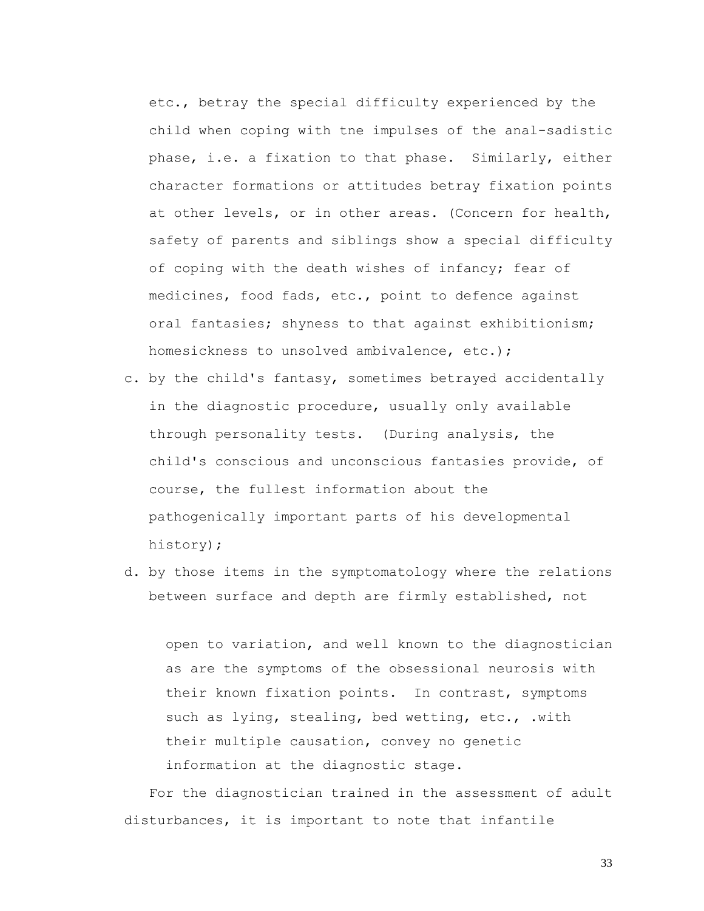etc., betray the special difficulty experienced by the child when coping with tne impulses of the anal-sadistic phase, i.e. a fixation to that phase. Similarly, either character formations or attitudes betray fixation points at other levels, or in other areas. (Concern for health, safety of parents and siblings show a special difficulty of coping with the death wishes of infancy; fear of medicines, food fads, etc., point to defence against oral fantasies; shyness to that against exhibitionism; homesickness to unsolved ambivalence, etc.);

c. by the child's fantasy, sometimes betrayed accidentally in the diagnostic procedure, usually only available through personality tests. (During analysis, the child's conscious and unconscious fantasies provide, of course, the fullest information about the pathogenically important parts of his developmental history);
d. by those items in the symptomatology where the relations between surface and depth are firmly established, not open to variation, and well known to the diagnostician as are the symptoms of the obsessional neurosis with their known fixation points. In contrast, symptoms such as lying, stealing, bed wetting, etc., .with their multiple causation, convey no genetic information at the diagnostic stage.

For the diagnostician trained in the assessment of adult disturbances, it is important to note that infantile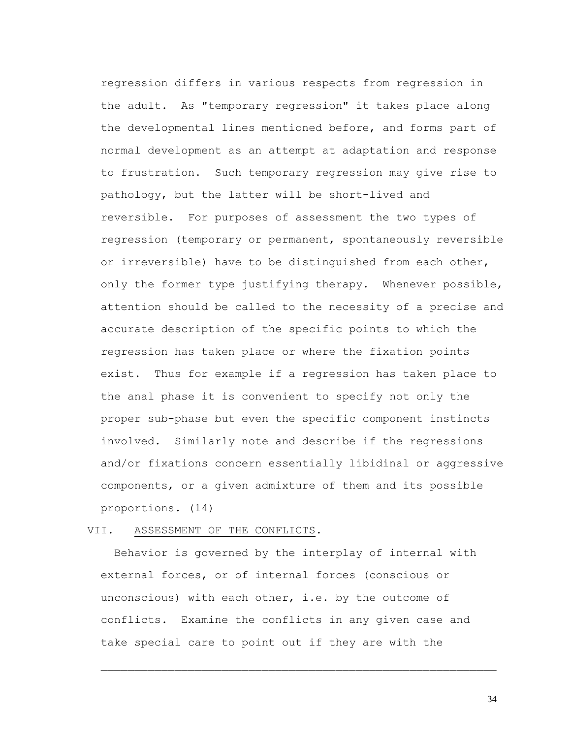regression differs in various respects from regression in the adult. As "temporary regression" it takes place along the developmental lines mentioned before, and forms part of normal development as an attempt at adaptation and response to frustration. Such temporary regression may give rise to pathology, but the latter will be short-lived and reversible. For purposes of assessment the two types of regression (temporary or permanent, spontaneously reversible or irreversible) have to be distinguished from each other, only the former type justifying therapy. Whenever possible, attention should be called to the necessity of a precise and accurate description of the specific points to which the regression has taken place or where the fixation points exist. Thus for example if a regression has taken place to the anal phase it is convenient to specify not only the proper sub-phase but even the specific component instincts involved. Similarly note and describe if the regressions and/or fixations concern essentially libidinal or aggressive components, or a given admixture of them and its possible proportions. (14)

VII. ASSESSMENT OF THE CONFLICTS.

Behavior is governed by the interplay of internal with external forces, or of internal forces (conscious or unconscious) with each other, i.e. by the outcome of conflicts. Examine the conflicts in any given case and take special care to point out if they are with the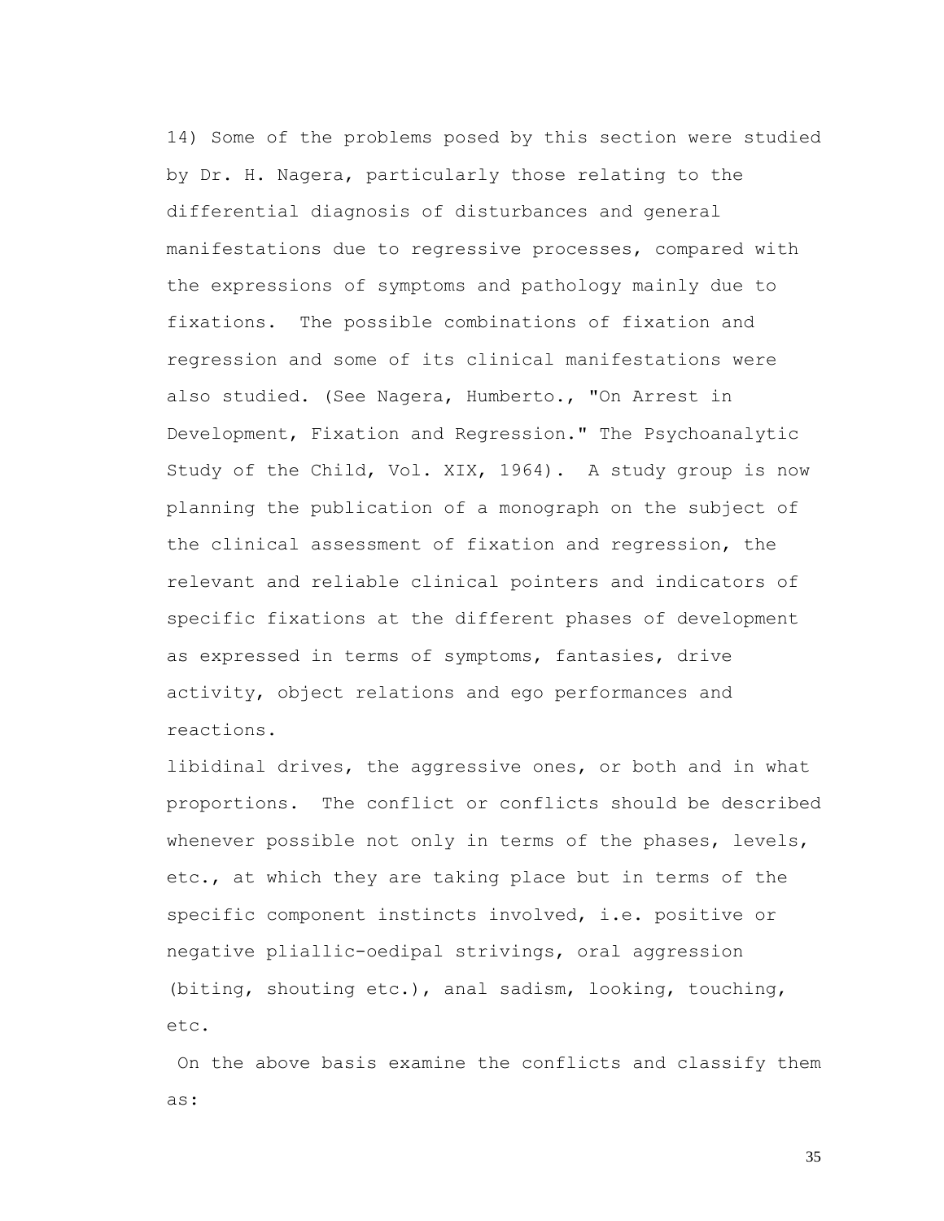14) Some of the problems posed by this section were studied by Dr. H. Nagera, particularly those relating to the differential diagnosis of disturbances and general manifestations due to regressive processes, compared with the expressions of symptoms and pathology mainly due to fixations. The possible combinations of fixation and regression and some of its clinical manifestations were also studied. (See Nagera, Humberto., "On Arrest in Development, Fixation and Regression." The Psychoanalytic Study of the Child, Vol. XIX, 1964). A study group is now planning the publication of a monograph on the subject of the clinical assessment of fixation and regression, the relevant and reliable clinical pointers and indicators of specific fixations at the different phases of development as expressed in terms of symptoms, fantasies, drive activity, object relations and ego performances and reactions.

libidinal drives, the aggressive ones, or both and in what proportions. The conflict or conflicts should be described whenever possible not only in terms of the phases, levels, etc., at which they are taking place but in terms of the specific component instincts involved, i.e. positive or negative pliallic-oedipal strivings, oral aggression (biting, shouting etc.), anal sadism, looking, touching, etc.

On the above basis examine the conflicts and classify them as: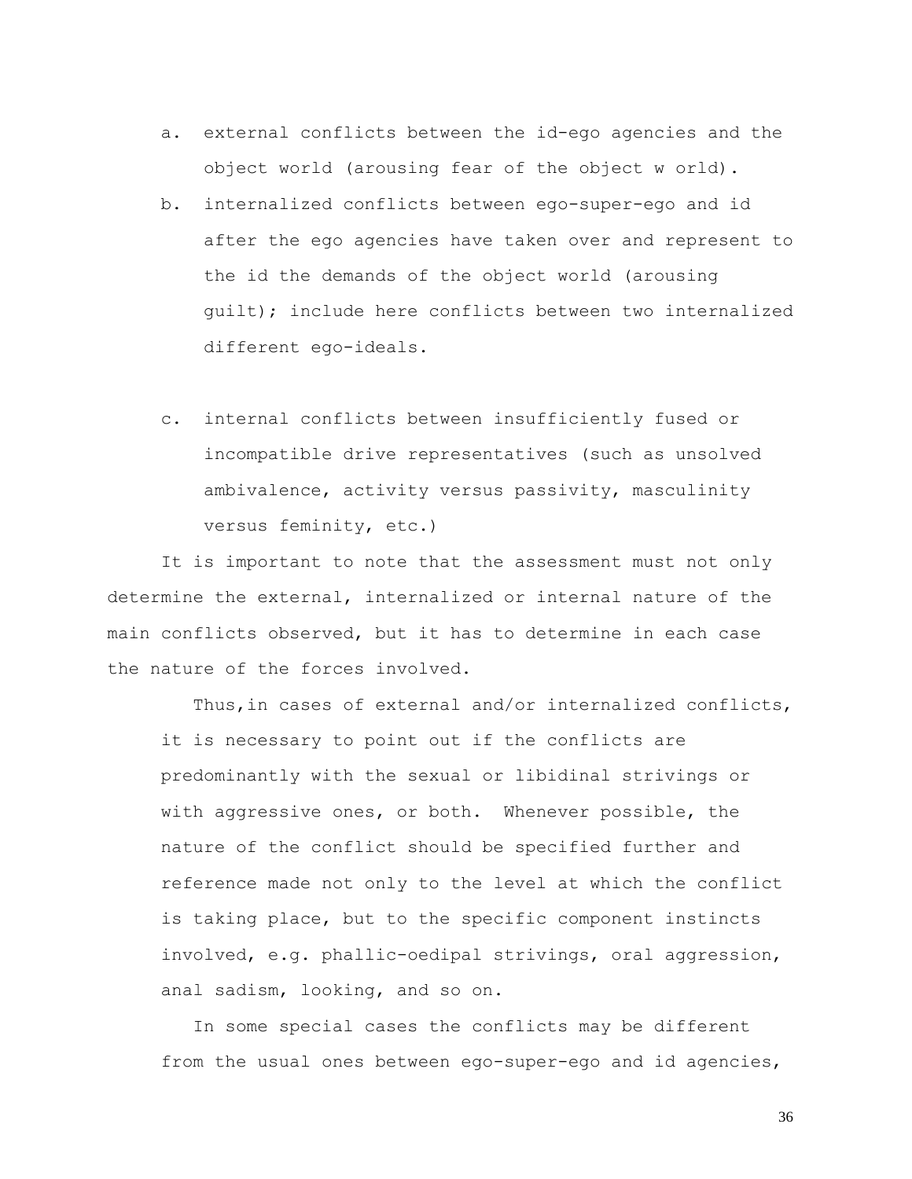a. external conflicts between the id-ego agencies and the object world (arousing fear of the object w orld).
b. internalized conflicts between ego-super-ego and id after the ego agencies have taken over and represent to the id the demands of the object world (arousing guilt); include here conflicts between two internalized different ego-ideals.
c. internal conflicts between insufficiently fused or incompatible drive representatives (such as unsolved ambivalence, activity versus passivity, masculinity versus feminity, etc.)

It is important to note that the assessment must not only determine the external, internalized or internal nature of the main conflicts observed, but it has to determine in each case the nature of the forces involved.

Thus,in cases of external and/or internalized conflicts, it is necessary to point out if the conflicts are predominantly with the sexual or libidinal strivings or with aggressive ones, or both. Whenever possible, the nature of the conflict should be specified further and reference made not only to the level at which the conflict is taking place, but to the specific component instincts involved, e.g. phallic-oedipal strivings, oral aggression, anal sadism, looking, and so on.

In some special cases the conflicts may be different from the usual ones between ego-super-ego and id agencies,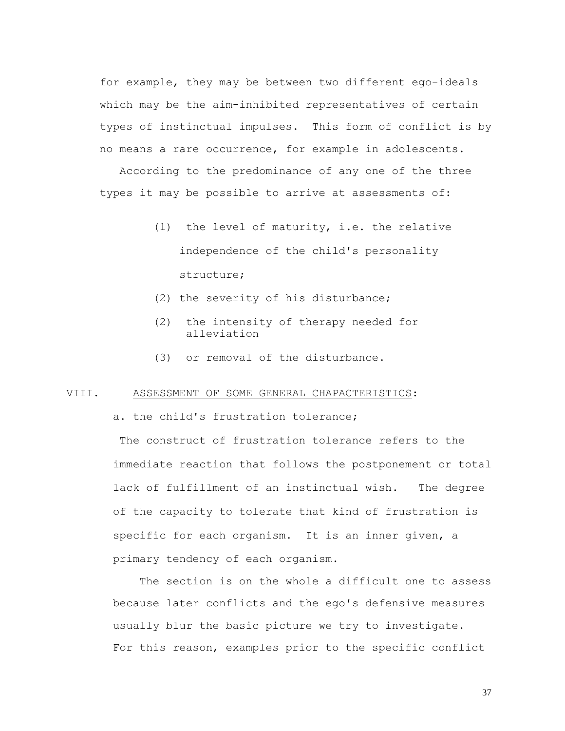for example, they may be between two different ego-ideals which may be the aim-inhibited representatives of certain types of instinctual impulses. This form of conflict is by no means a rare occurrence, for example in adolescents.

According to the predominance of any one of the three types it may be possible to arrive at assessments of:

(1) the level of maturity, i.e. the relative independence of the child's personality structure;

(2) the severity of his disturbance;

(2) the intensity of therapy needed for alleviation

(3) or removal of the disturbance.

## VIII. ASSESSMENT OF SOME GENERAL CHAPACTERISTICS:

a. the child's frustration tolerance;

The construct of frustration tolerance refers to the immediate reaction that follows the postponement or total lack of fulfillment of an instinctual wish. The degree of the capacity to tolerate that kind of frustration is specific for each organism. It is an inner given, a primary tendency of each organism.

The section is on the whole a difficult one to assess because later conflicts and the ego's defensive measures usually blur the basic picture we try to investigate. For this reason, examples prior to the specific conflict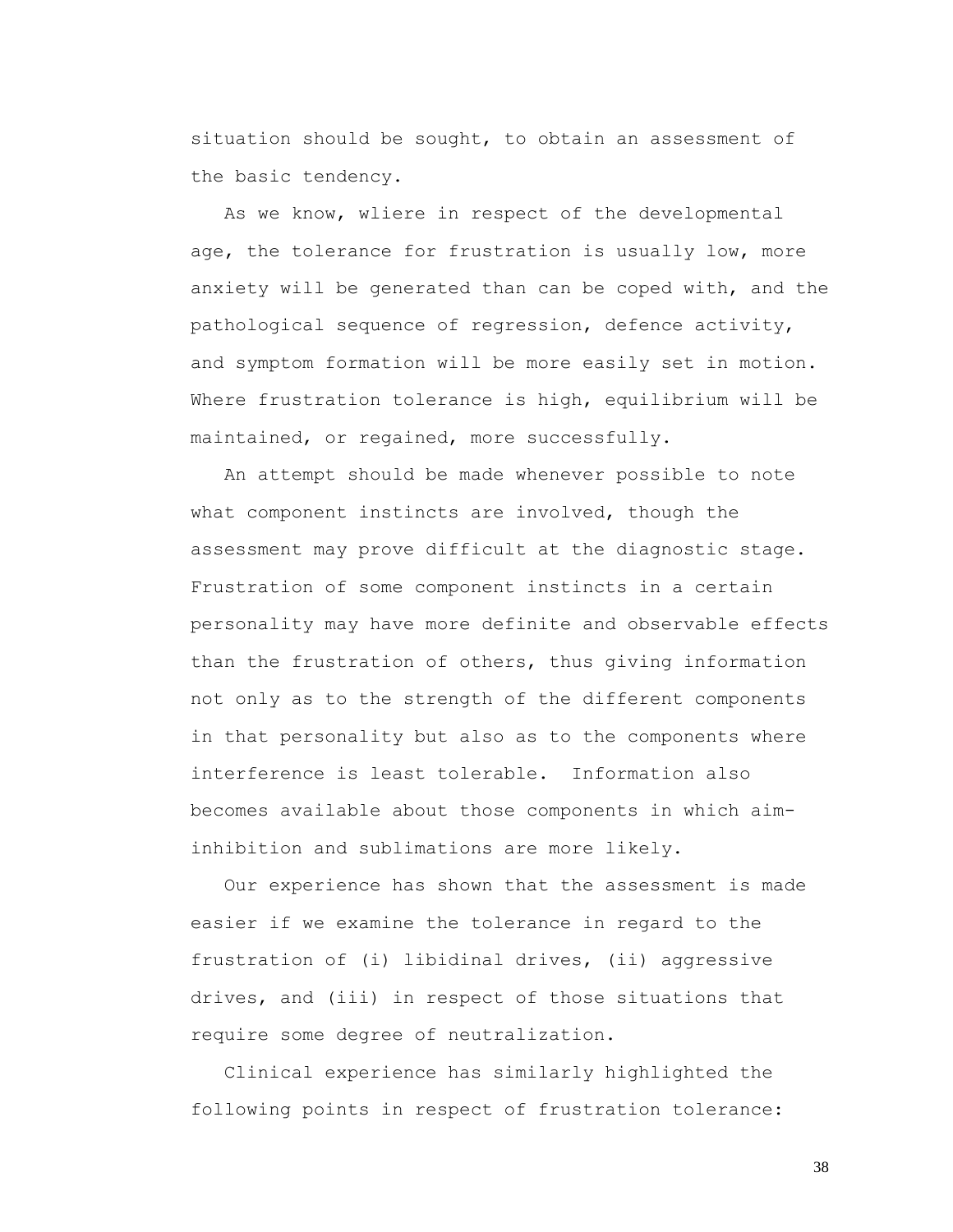situation should be sought, to obtain an assessment of the basic tendency.

As we know, wliere in respect of the developmental age, the tolerance for frustration is usually low, more anxiety will be generated than can be coped with, and the pathological sequence of regression, defence activity, and symptom formation will be more easily set in motion. Where frustration tolerance is high, equilibrium will be maintained, or regained, more successfully.

An attempt should be made whenever possible to note what component instincts are involved, though the assessment may prove difficult at the diagnostic stage. Frustration of some component instincts in a certain personality may have more definite and observable effects than the frustration of others, thus giving information not only as to the strength of the different components in that personality but also as to the components where interference is least tolerable. Information also becomes available about those components in which aim-inhibition and sublimations are more likely.

Our experience has shown that the assessment is made easier if we examine the tolerance in regard to the frustration of (i) libidinal drives, (ii) aggressive drives, and (iii) in respect of those situations that require some degree of neutralization.

Clinical experience has similarly highlighted the following points in respect of frustration tolerance: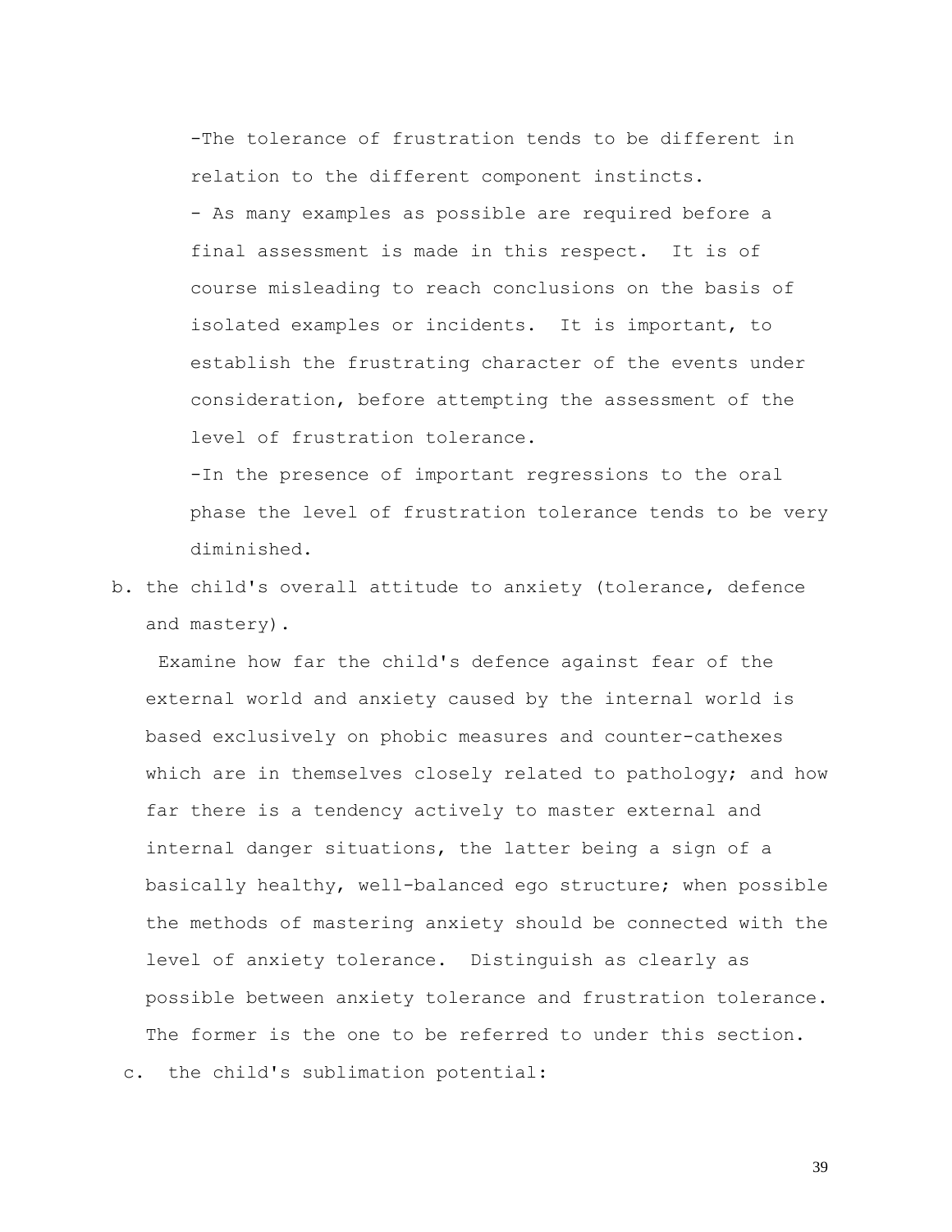-The tolerance of frustration tends to be different in relation to the different component instincts.

- As many examples as possible are required before a final assessment is made in this respect. It is of course misleading to reach conclusions on the basis of isolated examples or incidents. It is important, to establish the frustrating character of the events under consideration, before attempting the assessment of the level of frustration tolerance.

-In the presence of important regressions to the oral phase the level of frustration tolerance tends to be very diminished.

b. the child's overall attitude to anxiety (tolerance, defence and mastery).

Examine how far the child's defence against fear of the external world and anxiety caused by the internal world is based exclusively on phobic measures and counter-cathexes which are in themselves closely related to pathology; and how far there is a tendency actively to master external and internal danger situations, the latter being a sign of a basically healthy, well-balanced ego structure; when possible the methods of mastering anxiety should be connected with the level of anxiety tolerance. Distinguish as clearly as possible between anxiety tolerance and frustration tolerance. The former is the one to be referred to under this section.

c. the child's sublimation potential: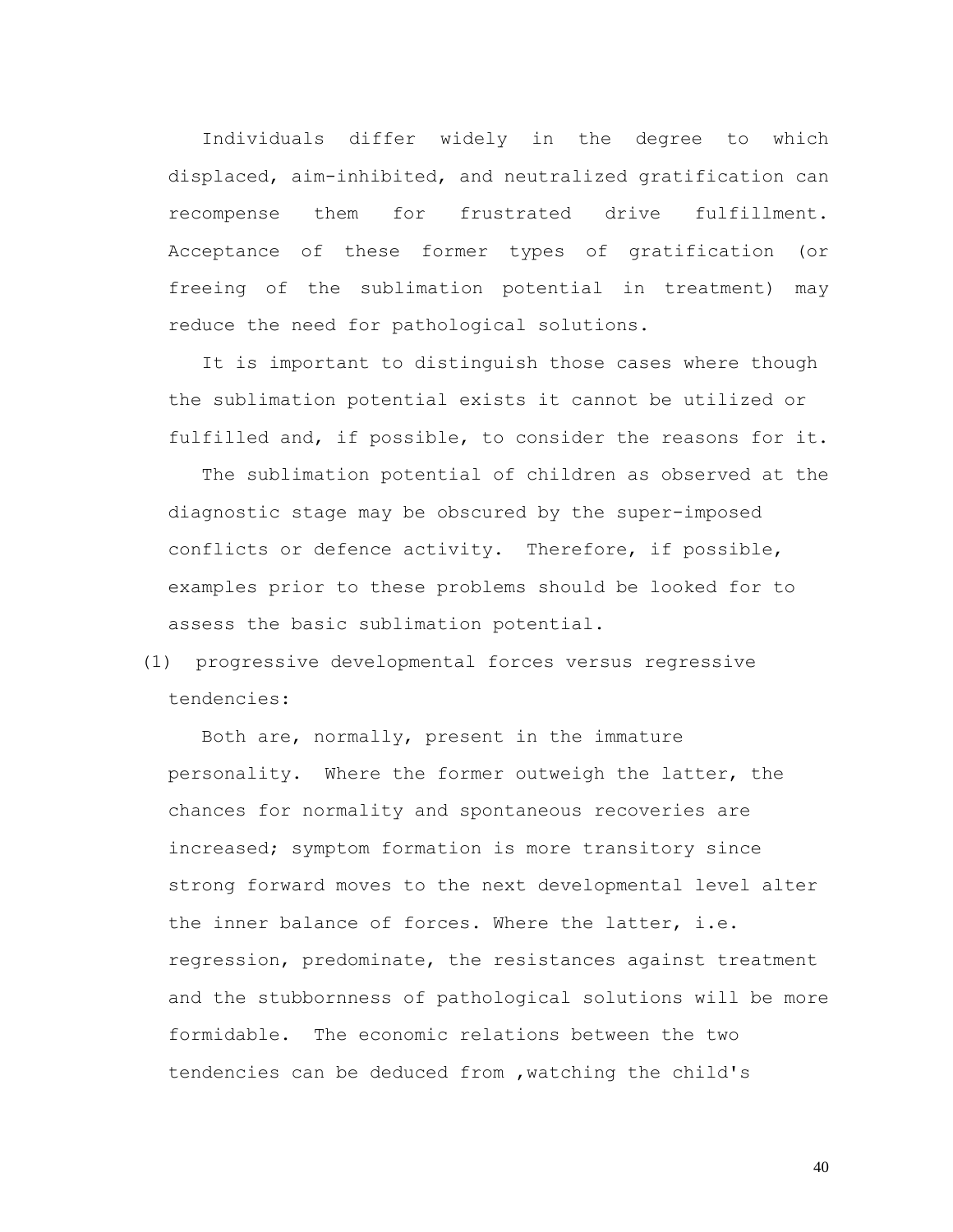Individuals differ widely in the degree to which displaced, aim-inhibited, and neutralized gratification can recompense them for frustrated drive fulfillment. Acceptance of these former types of gratification (or freeing of the sublimation potential in treatment) may reduce the need for pathological solutions.

It is important to distinguish those cases where though the sublimation potential exists it cannot be utilized or fulfilled and, if possible, to consider the reasons for it.

The sublimation potential of children as observed at the diagnostic stage may be obscured by the super-imposed conflicts or defence activity. Therefore, if possible, examples prior to these problems should be looked for to assess the basic sublimation potential.

(1) progressive developmental forces versus regressive tendencies:

Both are, normally, present in the immature personality. Where the former outweigh the latter, the chances for normality and spontaneous recoveries are increased; symptom formation is more transitory since strong forward moves to the next developmental level alter the inner balance of forces. Where the latter, i.e. regression, predominate, the resistances against treatment and the stubbornness of pathological solutions will be more formidable. The economic relations between the two tendencies can be deduced from ,watching the child's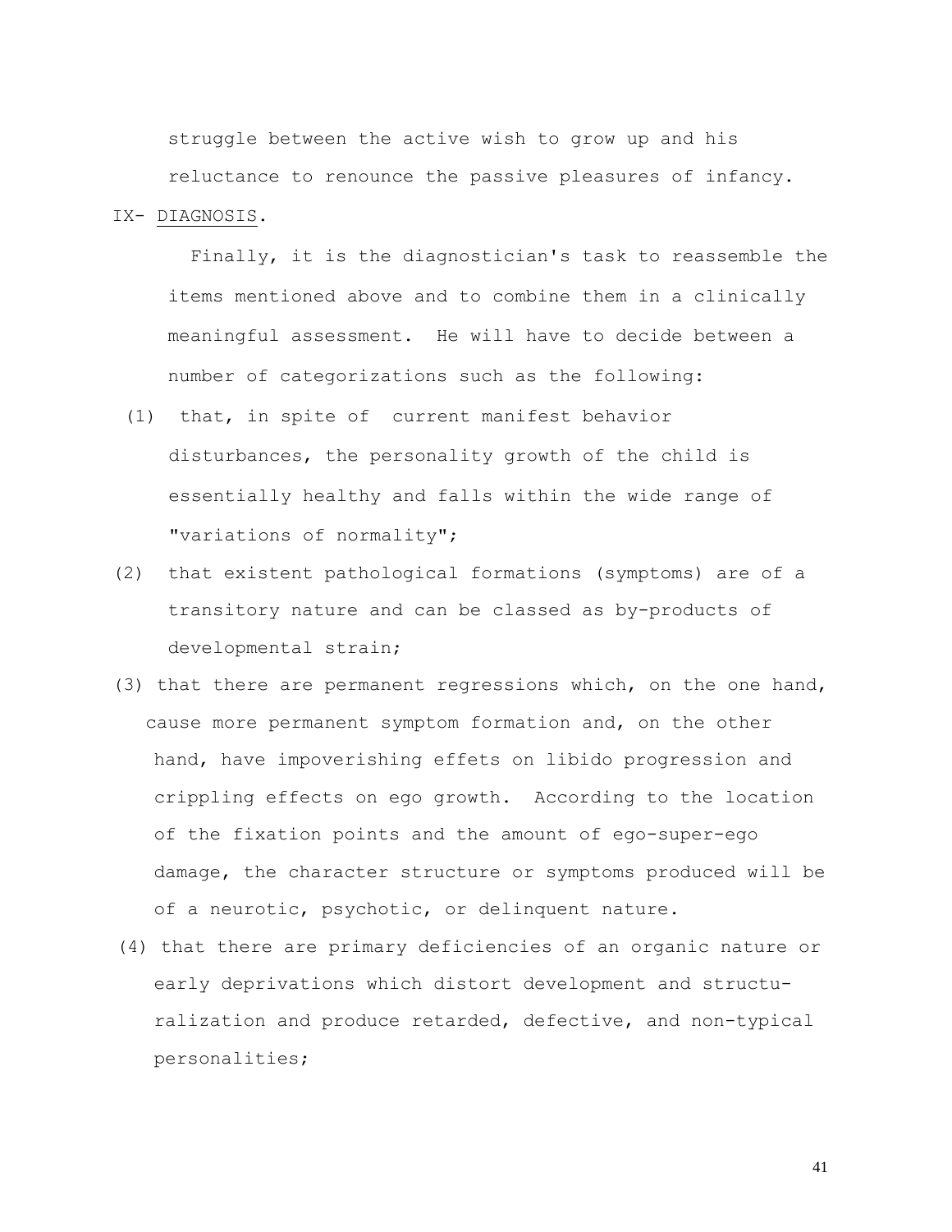struggle between the active wish to grow up and his reluctance to renounce the passive pleasures of infancy.

IX- DIAGNOSIS.

Finally, it is the diagnostician's task to reassemble the items mentioned above and to combine them in a clinically meaningful assessment. He will have to decide between a number of categorizations such as the following:

(1) that, in spite of current manifest behavior disturbances, the personality growth of the child is essentially healthy and falls within the wide range of "variations of normality";

(2) that existent pathological formations (symptoms) are of a transitory nature and can be classed as by-products of developmental strain;

(3) that there are permanent regressions which, on the one hand, cause more permanent symptom formation and, on the other hand, have impoverishing effets on libido progression and crippling effects on ego growth. According to the location of the fixation points and the amount of ego-super-ego damage, the character structure or symptoms produced will be of a neurotic, psychotic, or delinquent nature.

(4) that there are primary deficiencies of an organic nature or early deprivations which distort development and structuralization and produce retarded, defective, and non-typical personalities;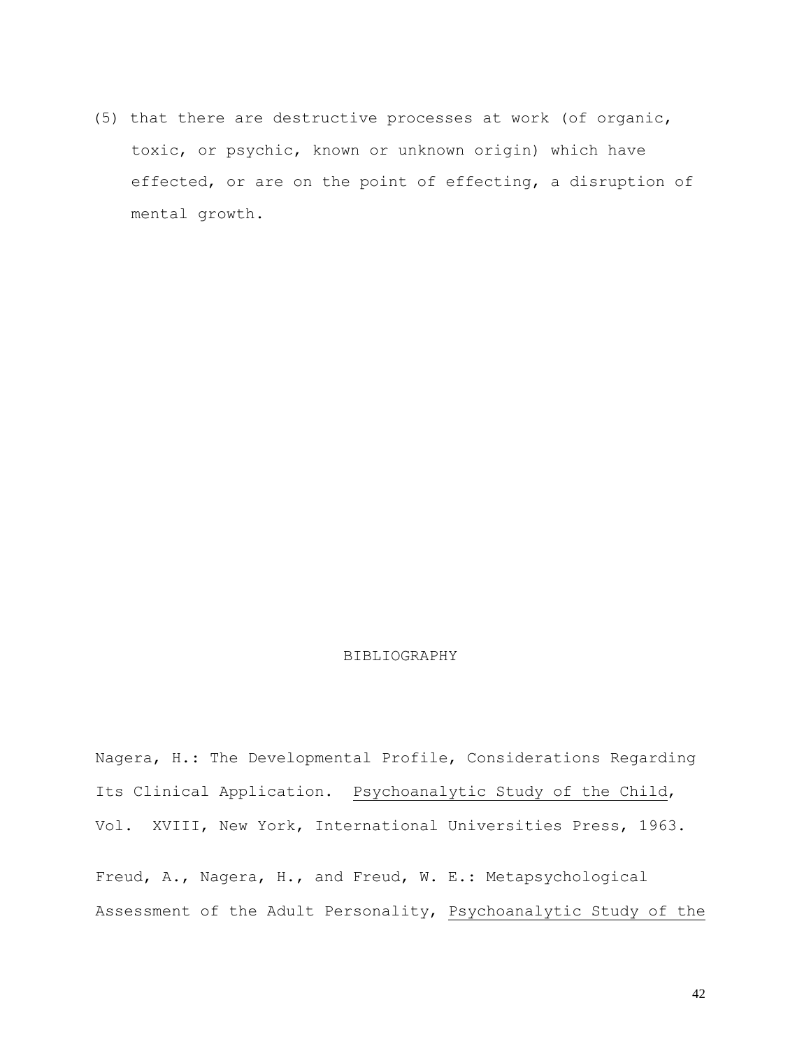(5) that there are destructive processes at work (of organic, toxic, or psychic, known or unknown origin) which have effected, or are on the point of effecting, a disruption of mental growth.

## BIBLIOGRAPHY

Nagera, H.: The Developmental Profile, Considerations Regarding Its Clinical Application. Psychoanalytic Study of the Child, Vol. XVIII, New York, International Universities Press, 1963.

Freud, A., Nagera, H., and Freud, W. E.: Metapsychological Assessment of the Adult Personality, Psychoanalytic Study of the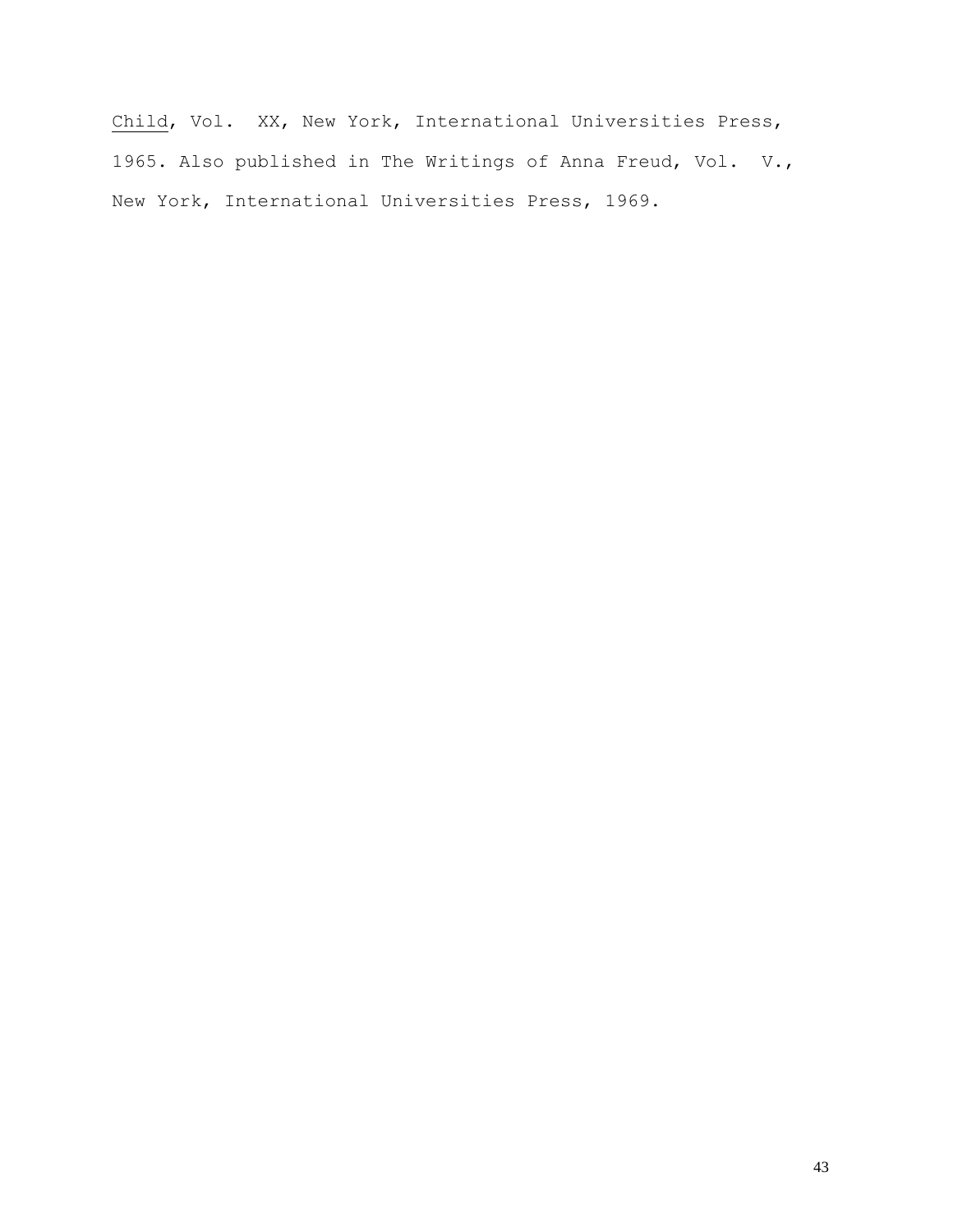<u>Child</u>, Vol.  XX, New York, International Universities Press, 1965. Also published in The Writings of Anna Freud, Vol.  V., New York, International Universities Press, 1969.